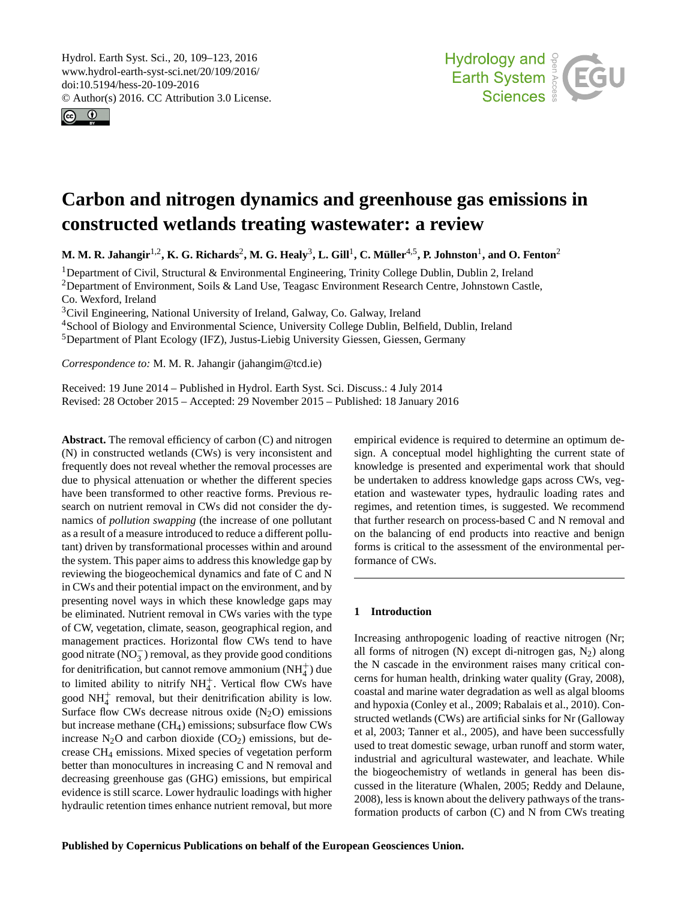# Carbon and nitrogen dynamics and greenhouse gas emissions in constructed wetlands treating wastewater: a review

**M. M. R. Jahangir[1,2], K. G. Richards[2], M. G. Healy[3], L. Gill[1], C. Müller[4,5], P. Johnston[1], and O. Fenton[2]**

[1]Department of Civil, Structural & Environmental Engineering, Trinity College Dublin, Dublin 2, Ireland
[2]Department of Environment, Soils & Land Use, Teagasc Environment Research Centre, Johnstown Castle, Co. Wexford, Ireland
[3]Civil Engineering, National University of Ireland, Galway, Co. Galway, Ireland
[4]School of Biology and Environmental Science, University College Dublin, Belfield, Dublin, Ireland
[5]Department of Plant Ecology (IFZ), Justus-Liebig University Giessen, Giessen, Germany

*Correspondence to:* M. M. R. Jahangir (jahangim@tcd.ie)

Received: 19 June 2014 – Published in Hydrol. Earth Syst. Sci. Discuss.: 4 July 2014
Revised: 28 October 2015 – Accepted: 29 November 2015 – Published: 18 January 2016

**Abstract.** The removal efficiency of carbon (C) and nitrogen (N) in constructed wetlands (CWs) is very inconsistent and frequently does not reveal whether the removal processes are due to physical attenuation or whether the different species have been transformed to other reactive forms. Previous research on nutrient removal in CWs did not consider the dynamics of *pollution swapping* (the increase of one pollutant as a result of a measure introduced to reduce a different pollutant) driven by transformational processes within and around the system. This paper aims to address this knowledge gap by reviewing the biogeochemical dynamics and fate of C and N in CWs and their potential impact on the environment, and by presenting novel ways in which these knowledge gaps may be eliminated. Nutrient removal in CWs varies with the type of CW, vegetation, climate, season, geographical region, and management practices. Horizontal flow CWs tend to have good nitrate ($NO_3^-$) removal, as they provide good conditions for denitrification, but cannot remove ammonium ($NH_4^+$) due to limited ability to nitrify $NH_4^+$. Vertical flow CWs have good $NH_4^+$ removal, but their denitrification ability is low. Surface flow CWs decrease nitrous oxide ($N_2O$) emissions but increase methane ($CH_4$) emissions; subsurface flow CWs increase $N_2O$ and carbon dioxide ($CO_2$) emissions, but decrease $CH_4$ emissions. Mixed species of vegetation perform better than monocultures in increasing C and N removal and decreasing greenhouse gas (GHG) emissions, but empirical evidence is still scarce. Lower hydraulic loadings with higher hydraulic retention times enhance nutrient removal, but more empirical evidence is required to determine an optimum design. A conceptual model highlighting the current state of knowledge is presented and experimental work that should be undertaken to address knowledge gaps across CWs, vegetation and wastewater types, hydraulic loading rates and regimes, and retention times, is suggested. We recommend that further research on process-based C and N removal and on the balancing of end products into reactive and benign forms is critical to the assessment of the environmental performance of CWs.

## 1 Introduction

Increasing anthropogenic loading of reactive nitrogen (Nr; all forms of nitrogen (N) except di-nitrogen gas, $N_2$) along the N cascade in the environment raises many critical concerns for human health, drinking water quality (Gray, 2008), coastal and marine water degradation as well as algal blooms and hypoxia (Conley et al., 2009; Rabalais et al., 2010). Constructed wetlands (CWs) are artificial sinks for Nr (Galloway et al, 2003; Tanner et al., 2005), and have been successfully used to treat domestic sewage, urban runoff and storm water, industrial and agricultural wastewater, and leachate. While the biogeochemistry of wetlands in general has been discussed in the literature (Whalen, 2005; Reddy and Delaune, 2008), less is known about the delivery pathways of the transformation products of carbon (C) and N from CWs treating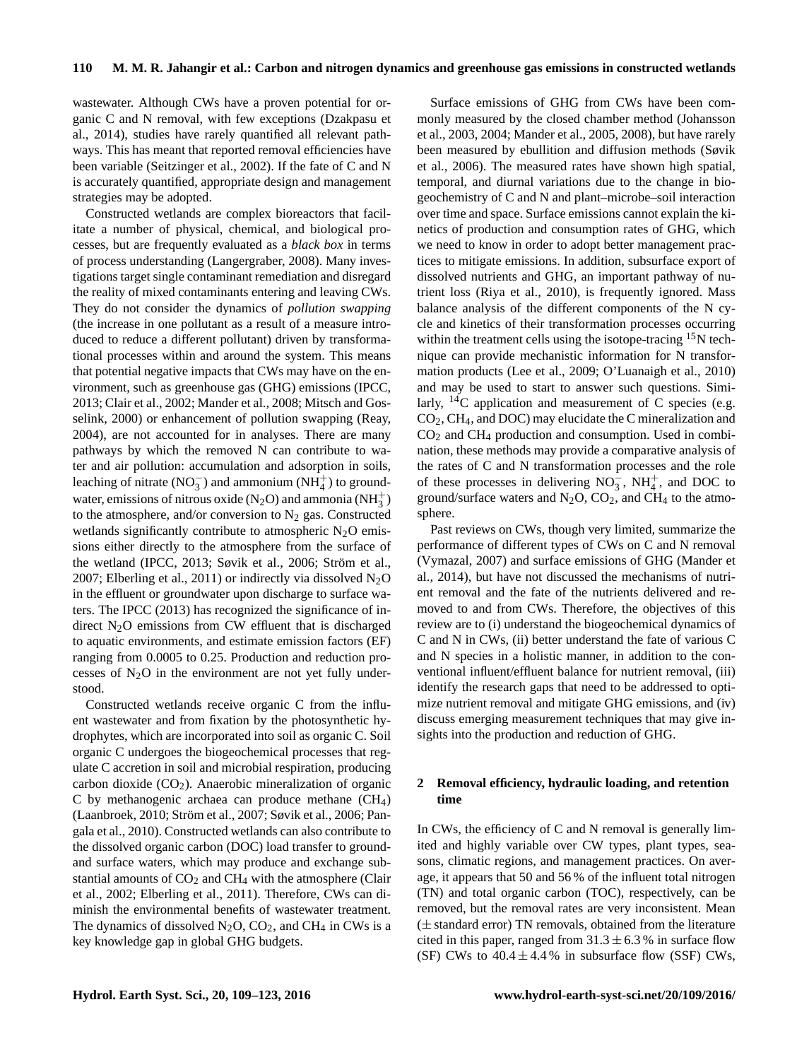wastewater. Although CWs have a proven potential for organic C and N removal, with few exceptions (Dzakpasu et al., 2014), studies have rarely quantified all relevant pathways. This has meant that reported removal efficiencies have been variable (Seitzinger et al., 2002). If the fate of C and N is accurately quantified, appropriate design and management strategies may be adopted.

Constructed wetlands are complex bioreactors that facilitate a number of physical, chemical, and biological processes, but are frequently evaluated as a *black box* in terms of process understanding (Langergraber, 2008). Many investigations target single contaminant remediation and disregard the reality of mixed contaminants entering and leaving CWs. They do not consider the dynamics of *pollution swapping* (the increase in one pollutant as a result of a measure introduced to reduce a different pollutant) driven by transformational processes within and around the system. This means that potential negative impacts that CWs may have on the environment, such as greenhouse gas (GHG) emissions (IPCC, 2013; Clair et al., 2002; Mander et al., 2008; Mitsch and Gosselink, 2000) or enhancement of pollution swapping (Reay, 2004), are not accounted for in analyses. There are many pathways by which the removed N can contribute to water and air pollution: accumulation and adsorption in soils, leaching of nitrate ($NO_3^-$) and ammonium ($NH_4^+$) to groundwater, emissions of nitrous oxide ($N_2O$) and ammonia ($NH_3^+$) to the atmosphere, and/or conversion to $N_2$ gas. Constructed wetlands significantly contribute to atmospheric $N_2O$ emissions either directly to the atmosphere from the surface of the wetland (IPCC, 2013; Søvik et al., 2006; Ström et al., 2007; Elberling et al., 2011) or indirectly via dissolved $N_2O$ in the effluent or groundwater upon discharge to surface waters. The IPCC (2013) has recognized the significance of indirect $N_2O$ emissions from CW effluent that is discharged to aquatic environments, and estimate emission factors (EF) ranging from 0.0005 to 0.25. Production and reduction processes of $N_2O$ in the environment are not yet fully understood.

Constructed wetlands receive organic C from the influent wastewater and from fixation by the photosynthetic hydrophytes, which are incorporated into soil as organic C. Soil organic C undergoes the biogeochemical processes that regulate C accretion in soil and microbial respiration, producing carbon dioxide ($CO_2$). Anaerobic mineralization of organic C by methanogenic archaea can produce methane ($CH_4$) (Laanbroek, 2010; Ström et al., 2007; Søvik et al., 2006; Pangala et al., 2010). Constructed wetlands can also contribute to the dissolved organic carbon (DOC) load transfer to ground- and surface waters, which may produce and exchange substantial amounts of $CO_2$ and $CH_4$ with the atmosphere (Clair et al., 2002; Elberling et al., 2011). Therefore, CWs can diminish the environmental benefits of wastewater treatment. The dynamics of dissolved $N_2O$, $CO_2$, and $CH_4$ in CWs is a key knowledge gap in global GHG budgets.

Surface emissions of GHG from CWs have been commonly measured by the closed chamber method (Johansson et al., 2003, 2004; Mander et al., 2005, 2008), but have rarely been measured by ebullition and diffusion methods (Søvik et al., 2006). The measured rates have shown high spatial, temporal, and diurnal variations due to the change in biogeochemistry of C and N and plant–microbe–soil interaction over time and space. Surface emissions cannot explain the kinetics of production and consumption rates of GHG, which we need to know in order to adopt better management practices to mitigate emissions. In addition, subsurface export of dissolved nutrients and GHG, an important pathway of nutrient loss (Riya et al., 2010), is frequently ignored. Mass balance analysis of the different components of the N cycle and kinetics of their transformation processes occurring within the treatment cells using the isotope-tracing $^{15}N$ technique can provide mechanistic information for N transformation products (Lee et al., 2009; O'Luanaigh et al., 2010) and may be used to start to answer such questions. Similarly, $^{14}C$ application and measurement of C species (e.g. $CO_2$, $CH_4$, and DOC) may elucidate the C mineralization and $CO_2$ and $CH_4$ production and consumption. Used in combination, these methods may provide a comparative analysis of the rates of C and N transformation processes and the role of these processes in delivering $NO_3^-$, $NH_4^+$, and DOC to ground/surface waters and $N_2O$, $CO_2$, and $CH_4$ to the atmosphere.

Past reviews on CWs, though very limited, summarize the performance of different types of CWs on C and N removal (Vymazal, 2007) and surface emissions of GHG (Mander et al., 2014), but have not discussed the mechanisms of nutrient removal and the fate of the nutrients delivered and removed to and from CWs. Therefore, the objectives of this review are to (i) understand the biogeochemical dynamics of C and N in CWs, (ii) better understand the fate of various C and N species in a holistic manner, in addition to the conventional influent/effluent balance for nutrient removal, (iii) identify the research gaps that need to be addressed to optimize nutrient removal and mitigate GHG emissions, and (iv) discuss emerging measurement techniques that may give insights into the production and reduction of GHG.

## 2 Removal efficiency, hydraulic loading, and retention time

In CWs, the efficiency of C and N removal is generally limited and highly variable over CW types, plant types, seasons, climatic regions, and management practices. On average, it appears that 50 and 56 % of the influent total nitrogen (TN) and total organic carbon (TOC), respectively, can be removed, but the removal rates are very inconsistent. Mean ($\pm$ standard error) TN removals, obtained from the literature cited in this paper, ranged from $31.3 \pm 6.3$ % in surface flow (SF) CWs to $40.4 \pm 4.4$ % in subsurface flow (SSF) CWs,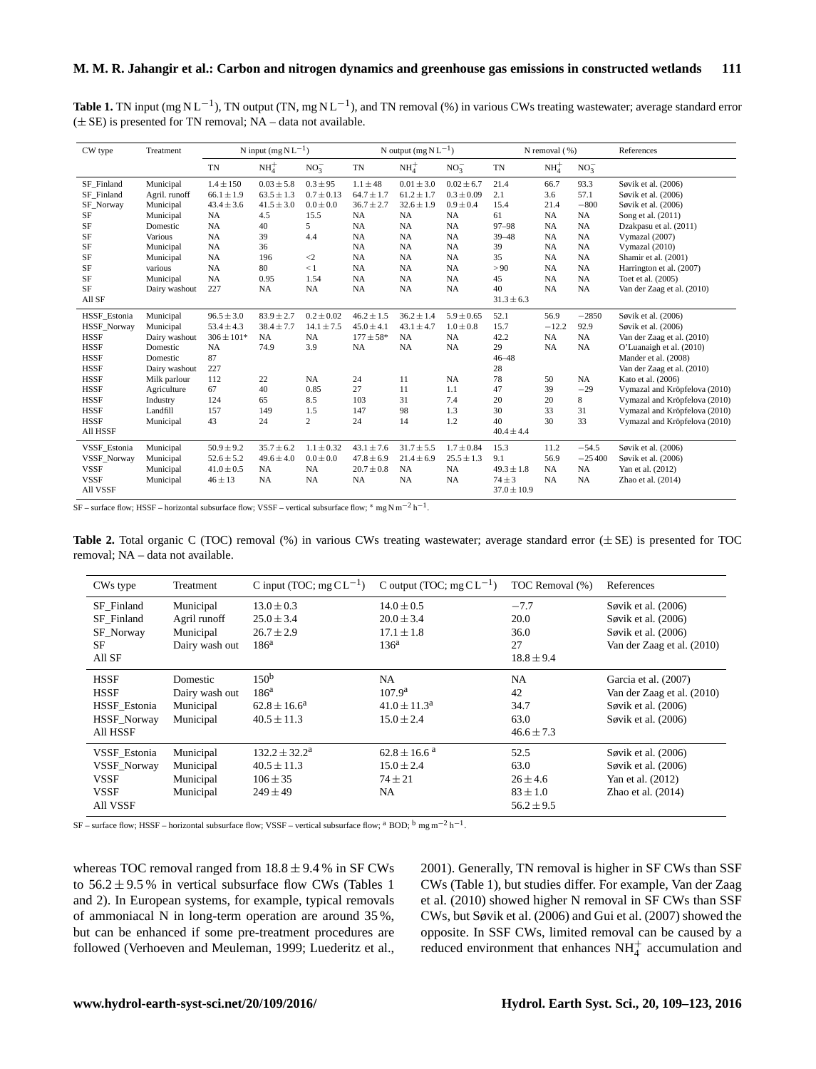**Table 1.** TN input ($mg\,N\,L^{-1}$), TN output (TN, $mg\,N\,L^{-1}$), and TN removal (%) in various CWs treating wastewater; average standard error ($\pm$ SE) is presented for TN removal; NA – data not available.

| CW type | Treatment | N input ($mg\,N\,L^{-1}$) | | | N output ($mg\,N\,L^{-1}$) | | | N removal (%) | | | References |
|---|---|---|---|---|---|---|---|---|---|---|---|
| | | TN | $NH_4^+$ | $NO_3^-$ | TN | $NH_4^+$ | $NO_3^-$ | TN | $NH_4^+$ | $NO_3^-$ | |
| SF_Finland | Municipal | $1.4 \pm 150$ | $0.03 \pm 5.8$ | $0.3 \pm 95$ | $1.1 \pm 48$ | $0.01 \pm 3.0$ | $0.02 \pm 6.7$ | 21.4 | 66.7 | 93.3 | Søvik et al. (2006) |
| SF_Finland | Agril. runoff | $66.1 \pm 1.9$ | $63.5 \pm 1.3$ | $0.7 \pm 0.13$ | $64.7 \pm 1.7$ | $61.2 \pm 1.7$ | $0.3 \pm 0.09$ | 2.1 | 3.6 | 57.1 | Søvik et al. (2006) |
| SF_Norway | Municipal | $43.4 \pm 3.6$ | $41.5 \pm 3.0$ | $0.0 \pm 0.0$ | $36.7 \pm 2.7$ | $32.6 \pm 1.9$ | $0.9 \pm 0.4$ | 15.4 | 21.4 | −800 | Søvik et al. (2006) |
| SF | Municipal | NA | 4.5 | 15.5 | NA | NA | NA | 61 | NA | NA | Song et al. (2011) |
| SF | Domestic | NA | 40 | 5 | NA | NA | NA | 97–98 | NA | NA | Dzakpasu et al. (2011) |
| SF | Various | NA | 39 | 4.4 | NA | NA | NA | 39–48 | NA | NA | Vymazal (2007) |
| SF | Municipal | NA | 36 | | NA | NA | NA | 39 | NA | NA | Vymazal (2010) |
| SF | Municipal | NA | 196 | <2 | NA | NA | NA | 35 | NA | NA | Shamir et al. (2001) |
| SF | various | NA | 80 | < 1 | NA | NA | NA | > 90 | NA | NA | Harrington et al. (2007) |
| SF | Municipal | NA | 0.95 | 1.54 | NA | NA | NA | 45 | NA | NA | Toet et al. (2005) |
| SF | Dairy washout | 227 | NA | NA | NA | NA | NA | 40 | NA | NA | Van der Zaag et al. (2010) |
| All SF | | | | | | | | $31.3 \pm 6.3$ | | | |
| HSSF_Estonia | Municipal | $96.5 \pm 3.0$ | $83.9 \pm 2.7$ | $0.2 \pm 0.02$ | $46.2 \pm 1.5$ | $36.2 \pm 1.4$ | $5.9 \pm 0.65$ | 52.1 | 56.9 | −2850 | Søvik et al. (2006) |
| HSSF_Norway | Municipal | $53.4 \pm 4.3$ | $38.4 \pm 7.7$ | $14.1 \pm 7.5$ | $45.0 \pm 4.1$ | $43.1 \pm 4.7$ | $1.0 \pm 0.8$ | 15.7 | −12.2 | 92.9 | Søvik et al. (2006) |
| HSSF | Dairy washout | $306 \pm 101$* | NA | NA | $177 \pm 58$* | NA | NA | 42.2 | NA | NA | Van der Zaag et al. (2010) |
| HSSF | Domestic | NA | 74.9 | 3.9 | NA | NA | NA | 29 | NA | NA | O'Luanaigh et al. (2010) |
| HSSF | Domestic | 87 | | | | | | 46–48 | | | Mander et al. (2008) |
| HSSF | Dairy washout | 227 | | | | | | 28 | | | Van der Zaag et al. (2010) |
| HSSF | Milk parlour | 112 | 22 | NA | 24 | 11 | NA | 78 | 50 | NA | Kato et al. (2006) |
| HSSF | Agriculture | 67 | 40 | 0.85 | 27 | 11 | 1.1 | 47 | 39 | −29 | Vymazal and Kröpfelova (2010) |
| HSSF | Industry | 124 | 65 | 8.5 | 103 | 31 | 7.4 | 20 | 20 | 8 | Vymazal and Kröpfelova (2010) |
| HSSF | Landfill | 157 | 149 | 1.5 | 147 | 98 | 1.3 | 30 | 33 | 31 | Vymazal and Kröpfelova (2010) |
| HSSF | Municipal | 43 | 24 | 2 | 24 | 14 | 1.2 | 40 | 30 | 33 | Vymazal and Kröpfelova (2010) |
| All HSSF | | | | | | | | $40.4 \pm 4.4$ | | | |
| VSSF_Estonia | Municipal | $50.9 \pm 9.2$ | $35.7 \pm 6.2$ | $1.1 \pm 0.32$ | $43.1 \pm 7.6$ | $31.7 \pm 5.5$ | $1.7 \pm 0.84$ | 15.3 | 11.2 | −54.5 | Søvik et al. (2006) |
| VSSF_Norway | Municipal | $52.6 \pm 5.2$ | $49.6 \pm 4.0$ | $0.0 \pm 0.0$ | $47.8 \pm 6.9$ | $21.4 \pm 6.9$ | $25.5 \pm 1.3$ | 9.1 | 56.9 | −25 400 | Søvik et al. (2006) |
| VSSF | Municipal | $41.0 \pm 0.5$ | NA | NA | $20.7 \pm 0.8$ | NA | NA | $49.3 \pm 1.8$ | NA | NA | Yan et al. (2012) |
| VSSF | Municipal | $46 \pm 13$ | NA | NA | NA | NA | NA | $74 \pm 3$ | NA | NA | Zhao et al. (2014) |
| All VSSF | | | | | | | | $37.0 \pm 10.9$ | | | |

SF – surface flow; HSSF – horizontal subsurface flow; VSSF – vertical subsurface flow; * $mg\,N\,m^{-2}\,h^{-1}$.

**Table 2.** Total organic C (TOC) removal (%) in various CWs treating wastewater; average standard error ($\pm$ SE) is presented for TOC removal; NA – data not available.

| CWs type | Treatment | C input (TOC; $mg\,C\,L^{-1}$) | C output (TOC; $mg\,C\,L^{-1}$) | TOC Removal (%) | References |
|---|---|---|---|---|---|
| SF_Finland | Municipal | $13.0 \pm 0.3$ | $14.0 \pm 0.5$ | −7.7 | Søvik et al. (2006) |
| SF_Finland | Agril runoff | $25.0 \pm 3.4$ | $20.0 \pm 3.4$ | 20.0 | Søvik et al. (2006) |
| SF_Norway | Municipal | $26.7 \pm 2.9$ | $17.1 \pm 1.8$ | 36.0 | Søvik et al. (2006) |
| SF | Dairy wash out | 186[a] | 136[a] | 27 | Van der Zaag et al. (2010) |
| All SF | | | | $18.8 \pm 9.4$ | |
| HSSF | Domestic | 150[b] | NA | NA | Garcia et al. (2007) |
| HSSF | Dairy wash out | 186[a] | 107.9[a] | 42 | Van der Zaag et al. (2010) |
| HSSF_Estonia | Municipal | $62.8 \pm 16.6$[a] | $41.0 \pm 11.3$[a] | 34.7 | Søvik et al. (2006) |
| HSSF_Norway | Municipal | $40.5 \pm 11.3$ | $15.0 \pm 2.4$ | 63.0 | Søvik et al. (2006) |
| All HSSF | | | | $46.6 \pm 7.3$ | |
| VSSF_Estonia | Municipal | $132.2 \pm 32.2$[a] | $62.8 \pm 16.6$[a] | 52.5 | Søvik et al. (2006) |
| VSSF_Norway | Municipal | $40.5 \pm 11.3$ | $15.0 \pm 2.4$ | 63.0 | Søvik et al. (2006) |
| VSSF | Municipal | $106 \pm 35$ | $74 \pm 21$ | $26 \pm 4.6$ | Yan et al. (2012) |
| VSSF | Municipal | $249 \pm 49$ | NA | $83 \pm 1.0$ | Zhao et al. (2014) |
| All VSSF | | | | $56.2 \pm 9.5$ | |

SF – surface flow; HSSF – horizontal subsurface flow; VSSF – vertical subsurface flow; [a] BOD; [b] $mg\,m^{-2}\,h^{-1}$.

whereas TOC removal ranged from $18.8 \pm 9.4$ % in SF CWs to $56.2 \pm 9.5$ % in vertical subsurface flow CWs (Tables 1 and 2). In European systems, for example, typical removals of ammoniacal N in long-term operation are around 35 %, but can be enhanced if some pre-treatment procedures are followed (Verhoeven and Meuleman, 1999; Luederitz et al., 2001). Generally, TN removal is higher in SF CWs than SSF CWs (Table 1), but studies differ. For example, Van der Zaag et al. (2010) showed higher N removal in SF CWs than SSF CWs, but Søvik et al. (2006) and Gui et al. (2007) showed the opposite. In SSF CWs, limited removal can be caused by a reduced environment that enhances $NH_4^+$ accumulation and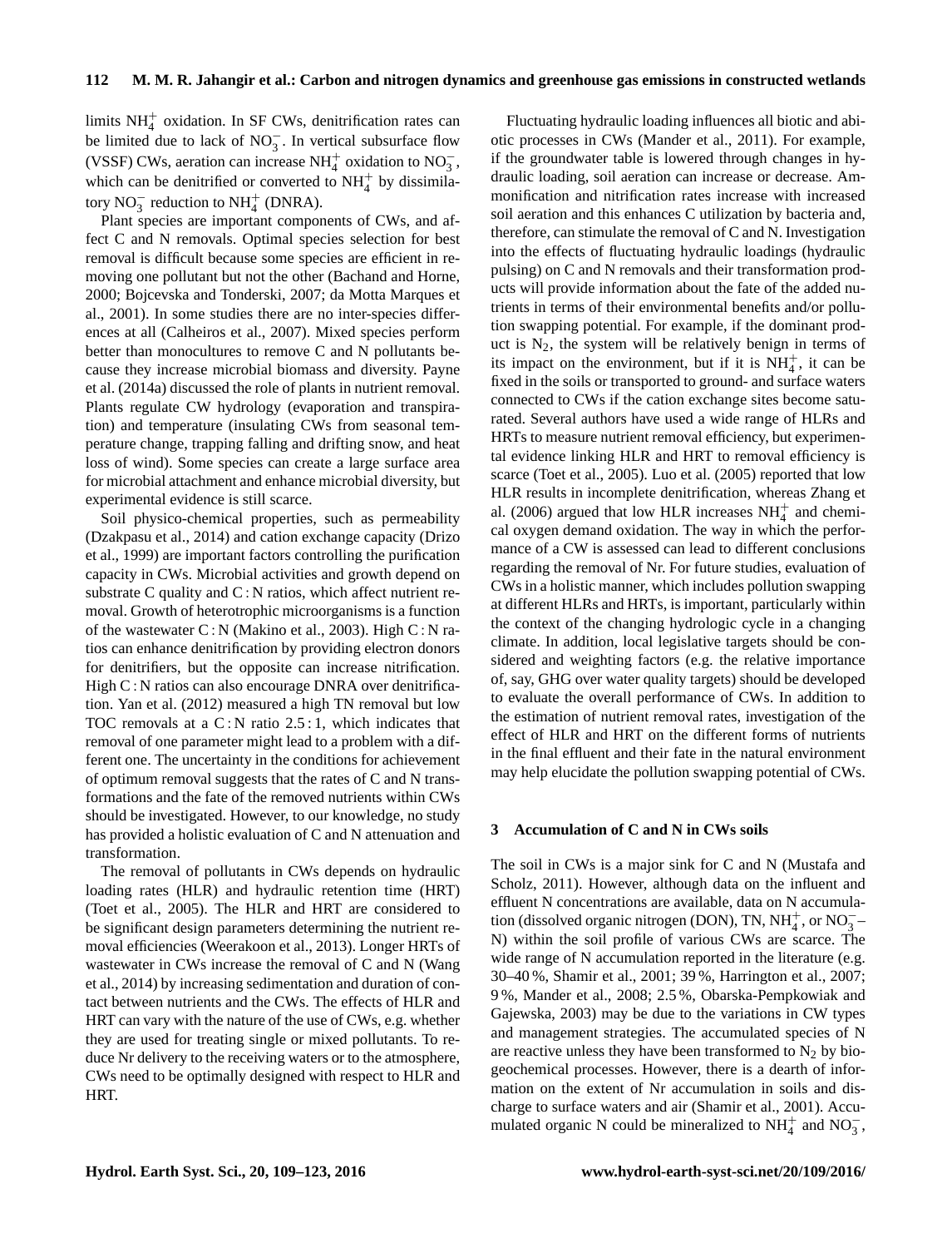limits $NH_4^+$ oxidation. In SF CWs, denitrification rates can be limited due to lack of $NO_3^-$. In vertical subsurface flow (VSSF) CWs, aeration can increase $NH_4^+$ oxidation to $NO_3^-$, which can be denitrified or converted to $NH_4^+$ by dissimilatory $NO_3^-$ reduction to $NH_4^+$ (DNRA).

Plant species are important components of CWs, and affect C and N removals. Optimal species selection for best removal is difficult because some species are efficient in removing one pollutant but not the other (Bachand and Horne, 2000; Bojcevska and Tonderski, 2007; da Motta Marques et al., 2001). In some studies there are no inter-species differences at all (Calheiros et al., 2007). Mixed species perform better than monocultures to remove C and N pollutants because they increase microbial biomass and diversity. Payne et al. (2014a) discussed the role of plants in nutrient removal. Plants regulate CW hydrology (evaporation and transpiration) and temperature (insulating CWs from seasonal temperature change, trapping falling and drifting snow, and heat loss of wind). Some species can create a large surface area for microbial attachment and enhance microbial diversity, but experimental evidence is still scarce.

Soil physico-chemical properties, such as permeability (Dzakpasu et al., 2014) and cation exchange capacity (Drizo et al., 1999) are important factors controlling the purification capacity in CWs. Microbial activities and growth depend on substrate C quality and C : N ratios, which affect nutrient removal. Growth of heterotrophic microorganisms is a function of the wastewater C : N (Makino et al., 2003). High C : N ratios can enhance denitrification by providing electron donors for denitrifiers, but the opposite can increase nitrification. High C : N ratios can also encourage DNRA over denitrification. Yan et al. (2012) measured a high TN removal but low TOC removals at a C : N ratio 2.5 : 1, which indicates that removal of one parameter might lead to a problem with a different one. The uncertainty in the conditions for achievement of optimum removal suggests that the rates of C and N transformations and the fate of the removed nutrients within CWs should be investigated. However, to our knowledge, no study has provided a holistic evaluation of C and N attenuation and transformation.

The removal of pollutants in CWs depends on hydraulic loading rates (HLR) and hydraulic retention time (HRT) (Toet et al., 2005). The HLR and HRT are considered to be significant design parameters determining the nutrient removal efficiencies (Weerakoon et al., 2013). Longer HRTs of wastewater in CWs increase the removal of C and N (Wang et al., 2014) by increasing sedimentation and duration of contact between nutrients and the CWs. The effects of HLR and HRT can vary with the nature of the use of CWs, e.g. whether they are used for treating single or mixed pollutants. To reduce Nr delivery to the receiving waters or to the atmosphere, CWs need to be optimally designed with respect to HLR and HRT.

Fluctuating hydraulic loading influences all biotic and abiotic processes in CWs (Mander et al., 2011). For example, if the groundwater table is lowered through changes in hydraulic loading, soil aeration can increase or decrease. Ammonification and nitrification rates increase with increased soil aeration and this enhances C utilization by bacteria and, therefore, can stimulate the removal of C and N. Investigation into the effects of fluctuating hydraulic loadings (hydraulic pulsing) on C and N removals and their transformation products will provide information about the fate of the added nutrients in terms of their environmental benefits and/or pollution swapping potential. For example, if the dominant product is $N_2$, the system will be relatively benign in terms of its impact on the environment, but if it is $NH_4^+$, it can be fixed in the soils or transported to ground- and surface waters connected to CWs if the cation exchange sites become saturated. Several authors have used a wide range of HLRs and HRTs to measure nutrient removal efficiency, but experimental evidence linking HLR and HRT to removal efficiency is scarce (Toet et al., 2005). Luo et al. (2005) reported that low HLR results in incomplete denitrification, whereas Zhang et al. (2006) argued that low HLR increases $NH_4^+$ and chemical oxygen demand oxidation. The way in which the performance of a CW is assessed can lead to different conclusions regarding the removal of Nr. For future studies, evaluation of CWs in a holistic manner, which includes pollution swapping at different HLRs and HRTs, is important, particularly within the context of the changing hydrologic cycle in a changing climate. In addition, local legislative targets should be considered and weighting factors (e.g. the relative importance of, say, GHG over water quality targets) should be developed to evaluate the overall performance of CWs. In addition to the estimation of nutrient removal rates, investigation of the effect of HLR and HRT on the different forms of nutrients in the final effluent and their fate in the natural environment may help elucidate the pollution swapping potential of CWs.

## 3 Accumulation of C and N in CWs soils

The soil in CWs is a major sink for C and N (Mustafa and Scholz, 2011). However, although data on the influent and effluent N concentrations are available, data on N accumulation (dissolved organic nitrogen (DON), TN, $NH_4^+$, or $NO_3^-$–N) within the soil profile of various CWs are scarce. The wide range of N accumulation reported in the literature (e.g. 30–40 %, Shamir et al., 2001; 39 %, Harrington et al., 2007; 9 %, Mander et al., 2008; 2.5 %, Obarska-Pempkowiak and Gajewska, 2003) may be due to the variations in CW types and management strategies. The accumulated species of N are reactive unless they have been transformed to $N_2$ by biogeochemical processes. However, there is a dearth of information on the extent of Nr accumulation in soils and discharge to surface waters and air (Shamir et al., 2001). Accumulated organic N could be mineralized to $NH_4^+$ and $NO_3^-$,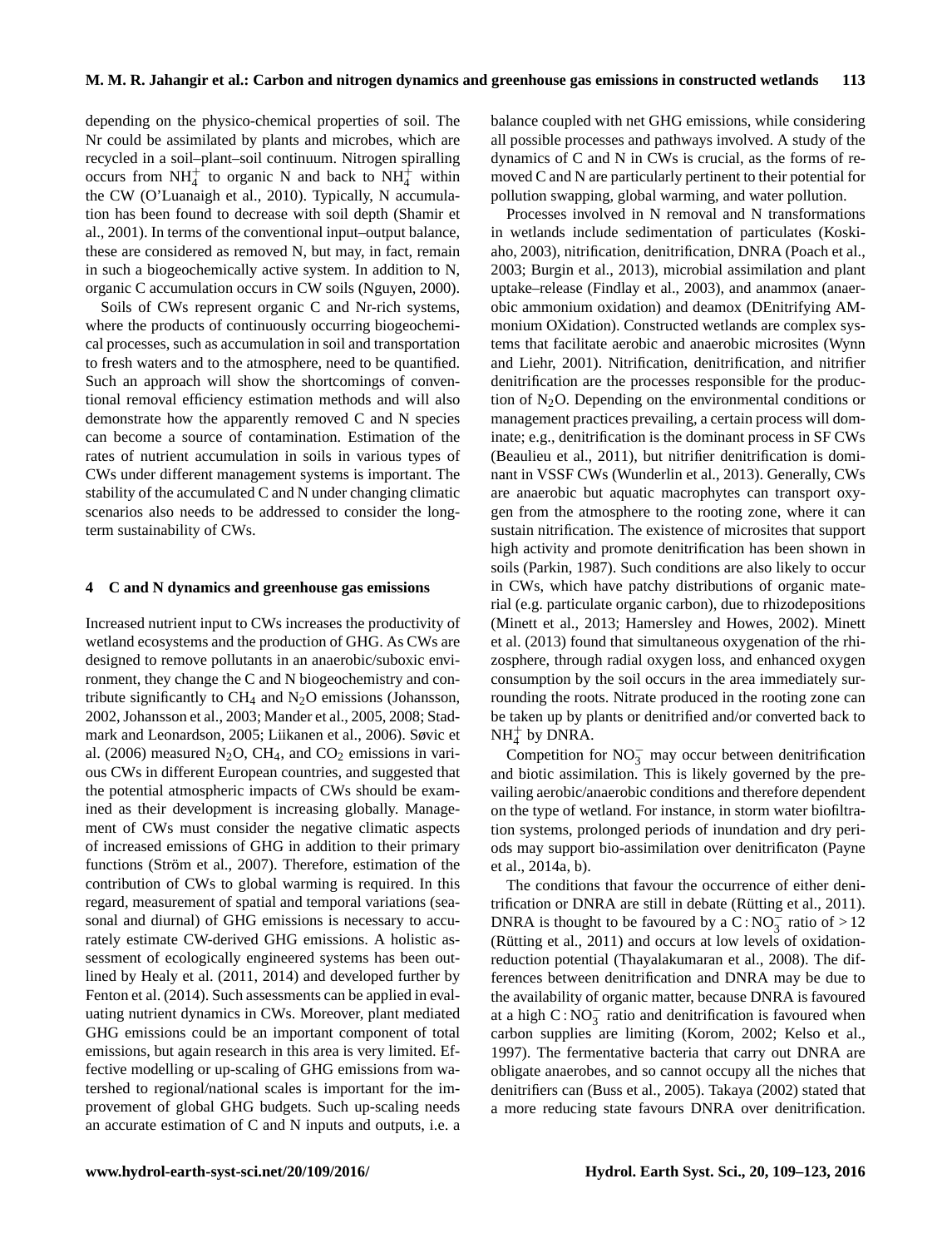depending on the physico-chemical properties of soil. The Nr could be assimilated by plants and microbes, which are recycled in a soil–plant–soil continuum. Nitrogen spiralling occurs from $NH_4^+$ to organic N and back to $NH_4^+$ within the CW (O'Luanaigh et al., 2010). Typically, N accumulation has been found to decrease with soil depth (Shamir et al., 2001). In terms of the conventional input–output balance, these are considered as removed N, but may, in fact, remain in such a biogeochemically active system. In addition to N, organic C accumulation occurs in CW soils (Nguyen, 2000).

Soils of CWs represent organic C and Nr-rich systems, where the products of continuously occurring biogeochemical processes, such as accumulation in soil and transportation to fresh waters and to the atmosphere, need to be quantified. Such an approach will show the shortcomings of conventional removal efficiency estimation methods and will also demonstrate how the apparently removed C and N species can become a source of contamination. Estimation of the rates of nutrient accumulation in soils in various types of CWs under different management systems is important. The stability of the accumulated C and N under changing climatic scenarios also needs to be addressed to consider the long-term sustainability of CWs.

## 4 C and N dynamics and greenhouse gas emissions

Increased nutrient input to CWs increases the productivity of wetland ecosystems and the production of GHG. As CWs are designed to remove pollutants in an anaerobic/suboxic environment, they change the C and N biogeochemistry and contribute significantly to $CH_4$ and $N_2O$ emissions (Johansson, 2002, Johansson et al., 2003; Mander et al., 2005, 2008; Stadmark and Leonardson, 2005; Liikanen et al., 2006). Søvic et al. (2006) measured $N_2O$, $CH_4$, and $CO_2$ emissions in various CWs in different European countries, and suggested that the potential atmospheric impacts of CWs should be examined as their development is increasing globally. Management of CWs must consider the negative climatic aspects of increased emissions of GHG in addition to their primary functions (Ström et al., 2007). Therefore, estimation of the contribution of CWs to global warming is required. In this regard, measurement of spatial and temporal variations (seasonal and diurnal) of GHG emissions is necessary to accurately estimate CW-derived GHG emissions. A holistic assessment of ecologically engineered systems has been outlined by Healy et al. (2011, 2014) and developed further by Fenton et al. (2014). Such assessments can be applied in evaluating nutrient dynamics in CWs. Moreover, plant mediated GHG emissions could be an important component of total emissions, but again research in this area is very limited. Effective modelling or up-scaling of GHG emissions from watershed to regional/national scales is important for the improvement of global GHG budgets. Such up-scaling needs an accurate estimation of C and N inputs and outputs, i.e. a balance coupled with net GHG emissions, while considering all possible processes and pathways involved. A study of the dynamics of C and N in CWs is crucial, as the forms of removed C and N are particularly pertinent to their potential for pollution swapping, global warming, and water pollution.

Processes involved in N removal and N transformations in wetlands include sedimentation of particulates (Koskiaho, 2003), nitrification, denitrification, DNRA (Poach et al., 2003; Burgin et al., 2013), microbial assimilation and plant uptake–release (Findlay et al., 2003), and anammox (anaerobic ammonium oxidation) and deamox (DEnitrifying AMmonium OXidation). Constructed wetlands are complex systems that facilitate aerobic and anaerobic microsites (Wynn and Liehr, 2001). Nitrification, denitrification, and nitrifier denitrification are the processes responsible for the production of $N_2O$. Depending on the environmental conditions or management practices prevailing, a certain process will dominate; e.g., denitrification is the dominant process in SF CWs (Beaulieu et al., 2011), but nitrifier denitrification is dominant in VSSF CWs (Wunderlin et al., 2013). Generally, CWs are anaerobic but aquatic macrophytes can transport oxygen from the atmosphere to the rooting zone, where it can sustain nitrification. The existence of microsites that support high activity and promote denitrification has been shown in soils (Parkin, 1987). Such conditions are also likely to occur in CWs, which have patchy distributions of organic material (e.g. particulate organic carbon), due to rhizodepositions (Minett et al., 2013; Hamersley and Howes, 2002). Minett et al. (2013) found that simultaneous oxygenation of the rhizosphere, through radial oxygen loss, and enhanced oxygen consumption by the soil occurs in the area immediately surrounding the roots. Nitrate produced in the rooting zone can be taken up by plants or denitrified and/or converted back to $NH_4^+$ by DNRA.

Competition for $NO_3^-$ may occur between denitrification and biotic assimilation. This is likely governed by the prevailing aerobic/anaerobic conditions and therefore dependent on the type of wetland. For instance, in storm water biofiltration systems, prolonged periods of inundation and dry periods may support bio-assimilation over denitrificaton (Payne et al., 2014a, b).

The conditions that favour the occurrence of either denitrification or DNRA are still in debate (Rütting et al., 2011). DNRA is thought to be favoured by a $C:NO_3^-$ ratio of $>12$ (Rütting et al., 2011) and occurs at low levels of oxidation-reduction potential (Thayalakumaran et al., 2008). The differences between denitrification and DNRA may be due to the availability of organic matter, because DNRA is favoured at a high $C:NO_3^-$ ratio and denitrification is favoured when carbon supplies are limiting (Korom, 2002; Kelso et al., 1997). The fermentative bacteria that carry out DNRA are obligate anaerobes, and so cannot occupy all the niches that denitrifiers can (Buss et al., 2005). Takaya (2002) stated that a more reducing state favours DNRA over denitrification.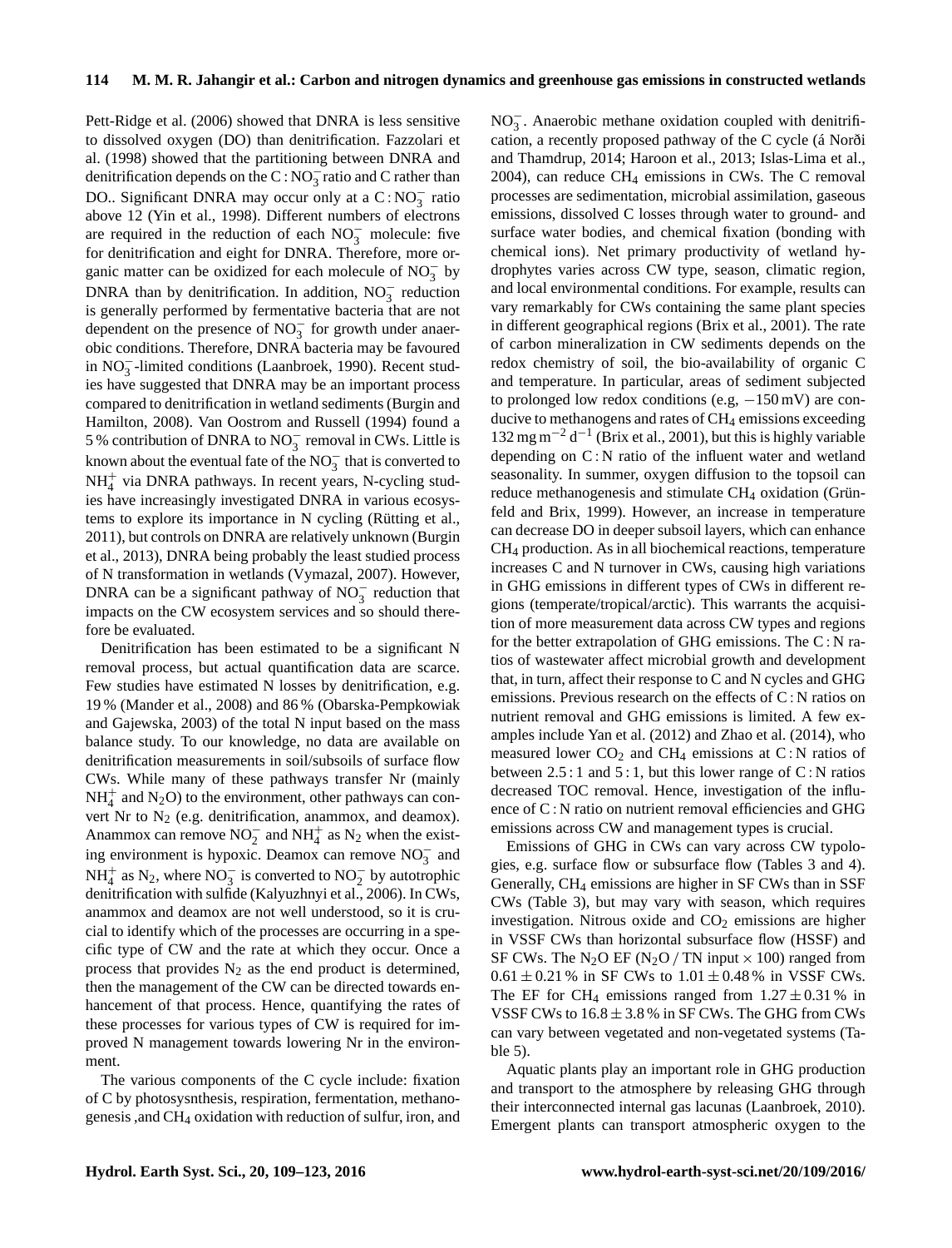Pett-Ridge et al. (2006) showed that DNRA is less sensitive to dissolved oxygen (DO) than denitrification. Fazzolari et al. (1998) showed that the partitioning between DNRA and denitrification depends on the C : $NO_3^-$ ratio and C rather than DO.. Significant DNRA may occur only at a C : $NO_3^-$ ratio above 12 (Yin et al., 1998). Different numbers of electrons are required in the reduction of each $NO_3^-$ molecule: five for denitrification and eight for DNRA. Therefore, more organic matter can be oxidized for each molecule of $NO_3^-$ by DNRA than by denitrification. In addition, $NO_3^-$ reduction is generally performed by fermentative bacteria that are not dependent on the presence of $NO_3^-$ for growth under anaerobic conditions. Therefore, DNRA bacteria may be favoured in $NO_3^-$-limited conditions (Laanbroek, 1990). Recent studies have suggested that DNRA may be an important process compared to denitrification in wetland sediments (Burgin and Hamilton, 2008). Van Oostrom and Russell (1994) found a 5 % contribution of DNRA to $NO_3^-$ removal in CWs. Little is known about the eventual fate of the $NO_3^-$ that is converted to $NH_4^+$ via DNRA pathways. In recent years, N-cycling studies have increasingly investigated DNRA in various ecosystems to explore its importance in N cycling (Rütting et al., 2011), but controls on DNRA are relatively unknown (Burgin et al., 2013), DNRA being probably the least studied process of N transformation in wetlands (Vymazal, 2007). However, DNRA can be a significant pathway of $NO_3^-$ reduction that impacts on the CW ecosystem services and so should therefore be evaluated.

Denitrification has been estimated to be a significant N removal process, but actual quantification data are scarce. Few studies have estimated N losses by denitrification, e.g. 19 % (Mander et al., 2008) and 86 % (Obarska-Pempkowiak and Gajewska, 2003) of the total N input based on the mass balance study. To our knowledge, no data are available on denitrification measurements in soil/subsoils of surface flow CWs. While many of these pathways transfer Nr (mainly $NH_4^+$ and $N_2O$) to the environment, other pathways can convert Nr to $N_2$ (e.g. denitrification, anammox, and deamox). Anammox can remove $NO_2^-$ and $NH_4^+$ as $N_2$ when the existing environment is hypoxic. Deamox can remove $NO_3^-$ and $NH_4^+$ as $N_2$, where $NO_3^-$ is converted to $NO_2^-$ by autotrophic denitrification with sulfide (Kalyuzhnyi et al., 2006). In CWs, anammox and deamox are not well understood, so it is crucial to identify which of the processes are occurring in a specific type of CW and the rate at which they occur. Once a process that provides $N_2$ as the end product is determined, then the management of the CW can be directed towards enhancement of that process. Hence, quantifying the rates of these processes for various types of CW is required for improved N management towards lowering Nr in the environment.

The various components of the C cycle include: fixation of C by photosysnthesis, respiration, fermentation, methanogenesis ,and $CH_4$ oxidation with reduction of sulfur, iron, and $NO_3^-$. Anaerobic methane oxidation coupled with denitrification, a recently proposed pathway of the C cycle (á Norði and Thamdrup, 2014; Haroon et al., 2013; Islas-Lima et al., 2004), can reduce $CH_4$ emissions in CWs. The C removal processes are sedimentation, microbial assimilation, gaseous emissions, dissolved C losses through water to ground- and surface water bodies, and chemical fixation (bonding with chemical ions). Net primary productivity of wetland hydrophytes varies across CW type, season, climatic region, and local environmental conditions. For example, results can vary remarkably for CWs containing the same plant species in different geographical regions (Brix et al., 2001). The rate of carbon mineralization in CW sediments depends on the redox chemistry of soil, the bio-availability of organic C and temperature. In particular, areas of sediment subjected to prolonged low redox conditions (e.g., $-150$ mV) are conducive to methanogens and rates of $CH_4$ emissions exceeding 132 mg $m^{-2}$ $d^{-1}$ (Brix et al., 2001), but this is highly variable depending on C : N ratio of the influent water and wetland seasonality. In summer, oxygen diffusion to the topsoil can reduce methanogenesis and stimulate $CH_4$ oxidation (Grünfeld and Brix, 1999). However, an increase in temperature can decrease DO in deeper subsoil layers, which can enhance $CH_4$ production. As in all biochemical reactions, temperature increases C and N turnover in CWs, causing high variations in GHG emissions in different types of CWs in different regions (temperate/tropical/arctic). This warrants the acquisition of more measurement data across CW types and regions for the better extrapolation of GHG emissions. The C : N ratios of wastewater affect microbial growth and development that, in turn, affect their response to C and N cycles and GHG emissions. Previous research on the effects of C : N ratios on nutrient removal and GHG emissions is limited. A few examples include Yan et al. (2012) and Zhao et al. (2014), who measured lower $CO_2$ and $CH_4$ emissions at C : N ratios of between 2.5 : 1 and 5 : 1, but this lower range of C : N ratios decreased TOC removal. Hence, investigation of the influence of C : N ratio on nutrient removal efficiencies and GHG emissions across CW and management types is crucial.

Emissions of GHG in CWs can vary across CW typologies, e.g. surface flow or subsurface flow (Tables 3 and 4). Generally, $CH_4$ emissions are higher in SF CWs than in SSF CWs (Table 3), but may vary with season, which requires investigation. Nitrous oxide and $CO_2$ emissions are higher in VSSF CWs than horizontal subsurface flow (HSSF) and SF CWs. The $N_2O$ EF ($N_2O$ / TN input $\times$ 100) ranged from $0.61 \pm 0.21$ % in SF CWs to $1.01 \pm 0.48$ % in VSSF CWs. The EF for $CH_4$ emissions ranged from $1.27 \pm 0.31$ % in VSSF CWs to $16.8 \pm 3.8$ % in SF CWs. The GHG from CWs can vary between vegetated and non-vegetated systems (Table 5).

Aquatic plants play an important role in GHG production and transport to the atmosphere by releasing GHG through their interconnected internal gas lacunas (Laanbroek, 2010). Emergent plants can transport atmospheric oxygen to the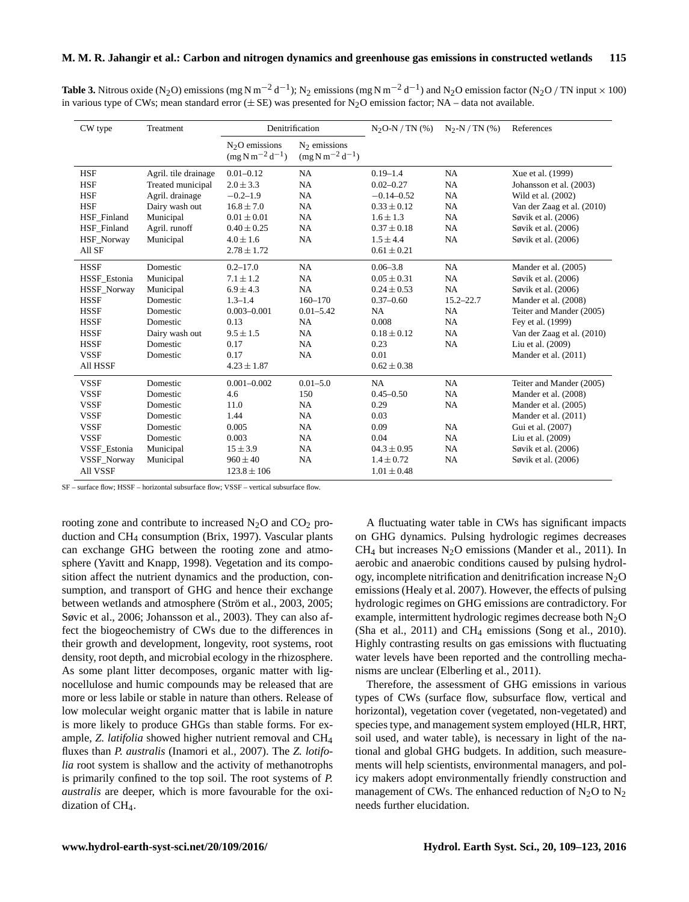**Table 3.** Nitrous oxide ($N_2O$) emissions ($mg\,N\,m^{-2}\,d^{-1}$); $N_2$ emissions ($mg\,N\,m^{-2}\,d^{-1}$) and $N_2O$ emission factor ($N_2O$ / TN input × 100) in various type of CWs; mean standard error (± SE) was presented for $N_2O$ emission factor; NA – data not available.

| CW type | Treatment | Denitrification | | $N_2O$-N / TN (%) | $N_2$-N / TN (%) | References |
|---|---|---|---|---|---|---|
| | | $N_2O$ emissions ($mg\,N\,m^{-2}\,d^{-1}$) | $N_2$ emissions ($mg\,N\,m^{-2}\,d^{-1}$) | | | |
| HSF | Agril. tile drainage | 0.01–0.12 | NA | 0.19–1.4 | NA | Xue et al. (1999) |
| HSF | Treated municipal | 2.0 ± 3.3 | NA | 0.02–0.27 | NA | Johansson et al. (2003) |
| HSF | Agril. drainage | −0.2–1.9 | NA | −0.14–0.52 | NA | Wild et al. (2002) |
| HSF | Dairy wash out | 16.8 ± 7.0 | NA | 0.33 ± 0.12 | NA | Van der Zaag et al. (2010) |
| HSF_Finland | Municipal | 0.01 ± 0.01 | NA | 1.6 ± 1.3 | NA | Søvik et al. (2006) |
| HSF_Finland | Agril. runoff | 0.40 ± 0.25 | NA | 0.37 ± 0.18 | NA | Søvik et al. (2006) |
| HSF_Norway | Municipal | 4.0 ± 1.6 | NA | 1.5 ± 4.4 | NA | Søvik et al. (2006) |
| All SF | | 2.78 ± 1.72 | | 0.61 ± 0.21 | | |
| HSSF | Domestic | 0.2–17.0 | NA | 0.06–3.8 | NA | Mander et al. (2005) |
| HSSF_Estonia | Municipal | 7.1 ± 1.2 | NA | 0.05 ± 0.31 | NA | Søvik et al. (2006) |
| HSSF_Norway | Municipal | 6.9 ± 4.3 | NA | 0.24 ± 0.53 | NA | Søvik et al. (2006) |
| HSSF | Domestic | 1.3–1.4 | 160–170 | 0.37–0.60 | 15.2–22.7 | Mander et al. (2008) |
| HSSF | Domestic | 0.003–0.001 | 0.01–5.42 | NA | NA | Teiter and Mander (2005) |
| HSSF | Domestic | 0.13 | NA | 0.008 | NA | Fey et al. (1999) |
| HSSF | Dairy wash out | 9.5 ± 1.5 | NA | 0.18 ± 0.12 | NA | Van der Zaag et al. (2010) |
| HSSF | Domestic | 0.17 | NA | 0.23 | NA | Liu et al. (2009) |
| VSSF | Domestic | 0.17 | NA | 0.01 | | Mander et al. (2011) |
| All HSSF | | 4.23 ± 1.87 | | 0.62 ± 0.38 | | |
| VSSF | Domestic | 0.001–0.002 | 0.01–5.0 | NA | NA | Teiter and Mander (2005) |
| VSSF | Domestic | 4.6 | 150 | 0.45–0.50 | NA | Mander et al. (2008) |
| VSSF | Domestic | 11.0 | NA | 0.29 | NA | Mander et al. (2005) |
| VSSF | Domestic | 1.44 | NA | 0.03 | | Mander et al. (2011) |
| VSSF | Domestic | 0.005 | NA | 0.09 | NA | Gui et al. (2007) |
| VSSF | Domestic | 0.003 | NA | 0.04 | NA | Liu et al. (2009) |
| VSSF_Estonia | Municipal | 15 ± 3.9 | NA | 04.3 ± 0.95 | NA | Søvik et al. (2006) |
| VSSF_Norway | Municipal | 960 ± 40 | NA | 1.4 ± 0.72 | NA | Søvik et al. (2006) |
| All VSSF | | 123.8 ± 106 | | 1.01 ± 0.48 | | |

SF – surface flow; HSSF – horizontal subsurface flow; VSSF – vertical subsurface flow.

rooting zone and contribute to increased $N_2O$ and $CO_2$ production and $CH_4$ consumption (Brix, 1997). Vascular plants can exchange GHG between the rooting zone and atmosphere (Yavitt and Knapp, 1998). Vegetation and its composition affect the nutrient dynamics and the production, consumption, and transport of GHG and hence their exchange between wetlands and atmosphere (Ström et al., 2003, 2005; Søvic et al., 2006; Johansson et al., 2003). They can also affect the biogeochemistry of CWs due to the differences in their growth and development, longevity, root systems, root density, root depth, and microbial ecology in the rhizosphere. As some plant litter decomposes, organic matter with lignocellulose and humic compounds may be released that are more or less labile or stable in nature than others. Release of low molecular weight organic matter that is labile in nature is more likely to produce GHGs than stable forms. For example, *Z. latifolia* showed higher nutrient removal and $CH_4$ fluxes than *P. australis* (Inamori et al., 2007). The *Z. lotifolia* root system is shallow and the activity of methanotrophs is primarily confined to the top soil. The root systems of *P. australis* are deeper, which is more favourable for the oxidization of $CH_4$.

A fluctuating water table in CWs has significant impacts on GHG dynamics. Pulsing hydrologic regimes decreases $CH_4$ but increases $N_2O$ emissions (Mander et al., 2011). In aerobic and anaerobic conditions caused by pulsing hydrology, incomplete nitrification and denitrification increase $N_2O$ emissions (Healy et al. 2007). However, the effects of pulsing hydrologic regimes on GHG emissions are contradictory. For example, intermittent hydrologic regimes decrease both $N_2O$ (Sha et al., 2011) and $CH_4$ emissions (Song et al., 2010). Highly contrasting results on gas emissions with fluctuating water levels have been reported and the controlling mechanisms are unclear (Elberling et al., 2011).

Therefore, the assessment of GHG emissions in various types of CWs (surface flow, subsurface flow, vertical and horizontal), vegetation cover (vegetated, non-vegetated) and species type, and management system employed (HLR, HRT, soil used, and water table), is necessary in light of the national and global GHG budgets. In addition, such measurements will help scientists, environmental managers, and policy makers adopt environmentally friendly construction and management of CWs. The enhanced reduction of $N_2O$ to $N_2$ needs further elucidation.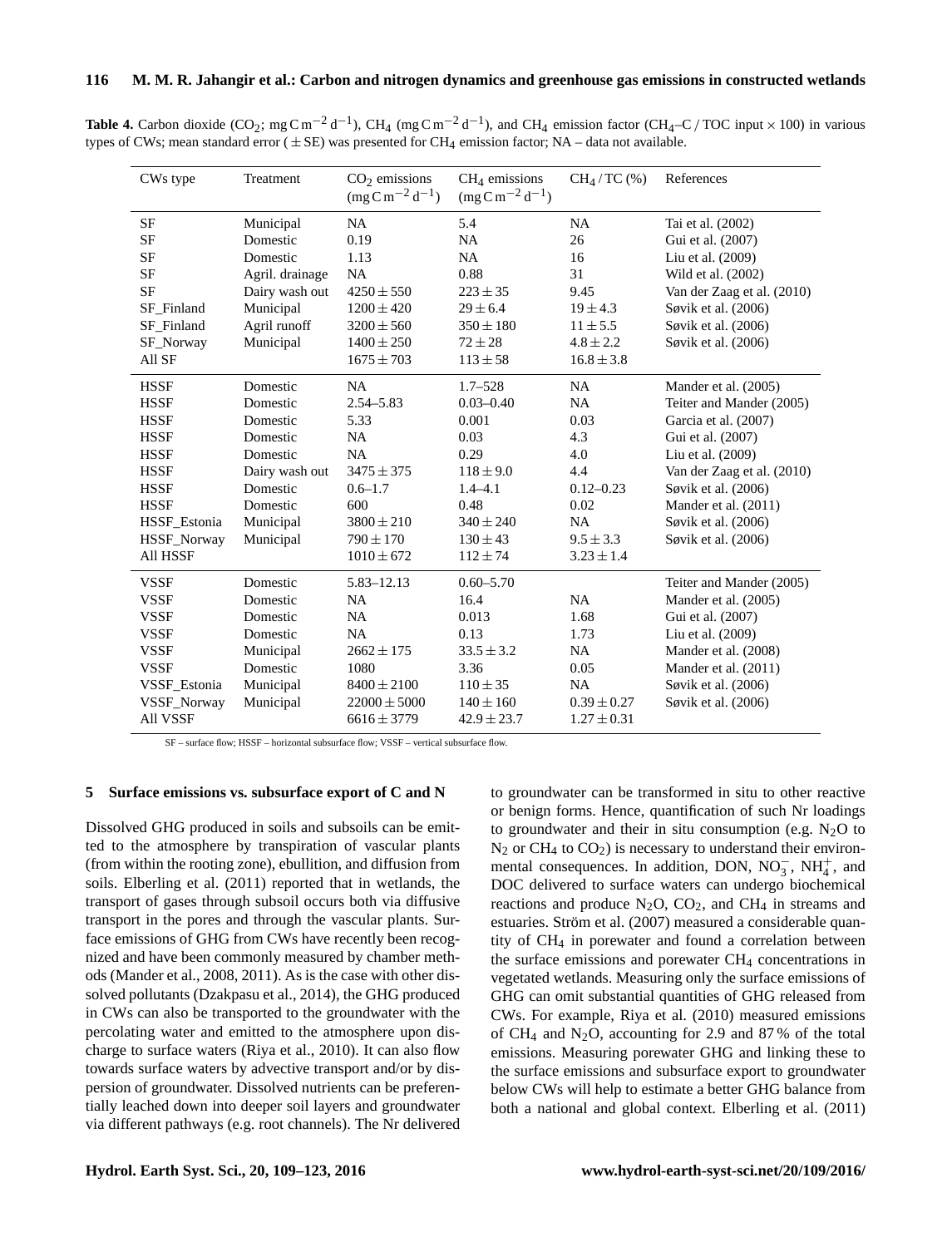**Table 4.** Carbon dioxide ($CO_2$; $mg\,C\,m^{-2}\,d^{-1}$), $CH_4$ ($mg\,C\,m^{-2}\,d^{-1}$), and $CH_4$ emission factor ($CH_4$–C / TOC input × 100) in various types of CWs; mean standard error ( ± SE) was presented for $CH_4$ emission factor; NA – data not available.

| CWs type | Treatment | $CO_2$ emissions ($mg\,C\,m^{-2}\,d^{-1}$) | $CH_4$ emissions ($mg\,C\,m^{-2}\,d^{-1}$) | $CH_4$ / TC (%) | References |
|---|---|---|---|---|---|
| SF | Municipal | NA | 5.4 | NA | Tai et al. (2002) |
| SF | Domestic | 0.19 | NA | 26 | Gui et al. (2007) |
| SF | Domestic | 1.13 | NA | 16 | Liu et al. (2009) |
| SF | Agril. drainage | NA | 0.88 | 31 | Wild et al. (2002) |
| SF | Dairy wash out | 4250 ± 550 | 223 ± 35 | 9.45 | Van der Zaag et al. (2010) |
| SF_Finland | Municipal | 1200 ± 420 | 29 ± 6.4 | 19 ± 4.3 | Søvik et al. (2006) |
| SF_Finland | Agril runoff | 3200 ± 560 | 350 ± 180 | 11 ± 5.5 | Søvik et al. (2006) |
| SF_Norway | Municipal | 1400 ± 250 | 72 ± 28 | 4.8 ± 2.2 | Søvik et al. (2006) |
| All SF | | 1675 ± 703 | 113 ± 58 | 16.8 ± 3.8 | |
| HSSF | Domestic | NA | 1.7–528 | NA | Mander et al. (2005) |
| HSSF | Domestic | 2.54–5.83 | 0.03–0.40 | NA | Teiter and Mander (2005) |
| HSSF | Domestic | 5.33 | 0.001 | 0.03 | Garcia et al. (2007) |
| HSSF | Domestic | NA | 0.03 | 4.3 | Gui et al. (2007) |
| HSSF | Domestic | NA | 0.29 | 4.0 | Liu et al. (2009) |
| HSSF | Dairy wash out | 3475 ± 375 | 118 ± 9.0 | 4.4 | Van der Zaag et al. (2010) |
| HSSF | Domestic | 0.6–1.7 | 1.4–4.1 | 0.12–0.23 | Søvik et al. (2006) |
| HSSF | Domestic | 600 | 0.48 | 0.02 | Mander et al. (2011) |
| HSSF_Estonia | Municipal | 3800 ± 210 | 340 ± 240 | NA | Søvik et al. (2006) |
| HSSF_Norway | Municipal | 790 ± 170 | 130 ± 43 | 9.5 ± 3.3 | Søvik et al. (2006) |
| All HSSF | | 1010 ± 672 | 112 ± 74 | 3.23 ± 1.4 | |
| VSSF | Domestic | 5.83–12.13 | 0.60–5.70 | | Teiter and Mander (2005) |
| VSSF | Domestic | NA | 16.4 | NA | Mander et al. (2005) |
| VSSF | Domestic | NA | 0.013 | 1.68 | Gui et al. (2007) |
| VSSF | Domestic | NA | 0.13 | 1.73 | Liu et al. (2009) |
| VSSF | Municipal | 2662 ± 175 | 33.5 ± 3.2 | NA | Mander et al. (2008) |
| VSSF | Domestic | 1080 | 3.36 | 0.05 | Mander et al. (2011) |
| VSSF_Estonia | Municipal | 8400 ± 2100 | 110 ± 35 | NA | Søvik et al. (2006) |
| VSSF_Norway | Municipal | 22000 ± 5000 | 140 ± 160 | 0.39 ± 0.27 | Søvik et al. (2006) |
| All VSSF | | 6616 ± 3779 | 42.9 ± 23.7 | 1.27 ± 0.31 | |

SF – surface flow; HSSF – horizontal subsurface flow; VSSF – vertical subsurface flow.

## 5 Surface emissions vs. subsurface export of C and N

Dissolved GHG produced in soils and subsoils can be emitted to the atmosphere by transpiration of vascular plants (from within the rooting zone), ebullition, and diffusion from soils. Elberling et al. (2011) reported that in wetlands, the transport of gases through subsoil occurs both via diffusive transport in the pores and through the vascular plants. Surface emissions of GHG from CWs have recently been recognized and have been commonly measured by chamber methods (Mander et al., 2008, 2011). As is the case with other dissolved pollutants (Dzakpasu et al., 2014), the GHG produced in CWs can also be transported to the groundwater with the percolating water and emitted to the atmosphere upon discharge to surface waters (Riya et al., 2010). It can also flow towards surface waters by advective transport and/or by dispersion of groundwater. Dissolved nutrients can be preferentially leached down into deeper soil layers and groundwater via different pathways (e.g. root channels). The Nr delivered to groundwater can be transformed in situ to other reactive or benign forms. Hence, quantification of such Nr loadings to groundwater and their in situ consumption (e.g. $N_2O$ to $N_2$ or $CH_4$ to $CO_2$) is necessary to understand their environmental consequences. In addition, DON, $NO_3^-$, $NH_4^+$, and DOC delivered to surface waters can undergo biochemical reactions and produce $N_2O$, $CO_2$, and $CH_4$ in streams and estuaries. Ström et al. (2007) measured a considerable quantity of $CH_4$ in porewater and found a correlation between the surface emissions and porewater $CH_4$ concentrations in vegetated wetlands. Measuring only the surface emissions of GHG can omit substantial quantities of GHG released from CWs. For example, Riya et al. (2010) measured emissions of $CH_4$ and $N_2O$, accounting for 2.9 and 87 % of the total emissions. Measuring porewater GHG and linking these to the surface emissions and subsurface export to groundwater below CWs will help to estimate a better GHG balance from both a national and global context. Elberling et al. (2011)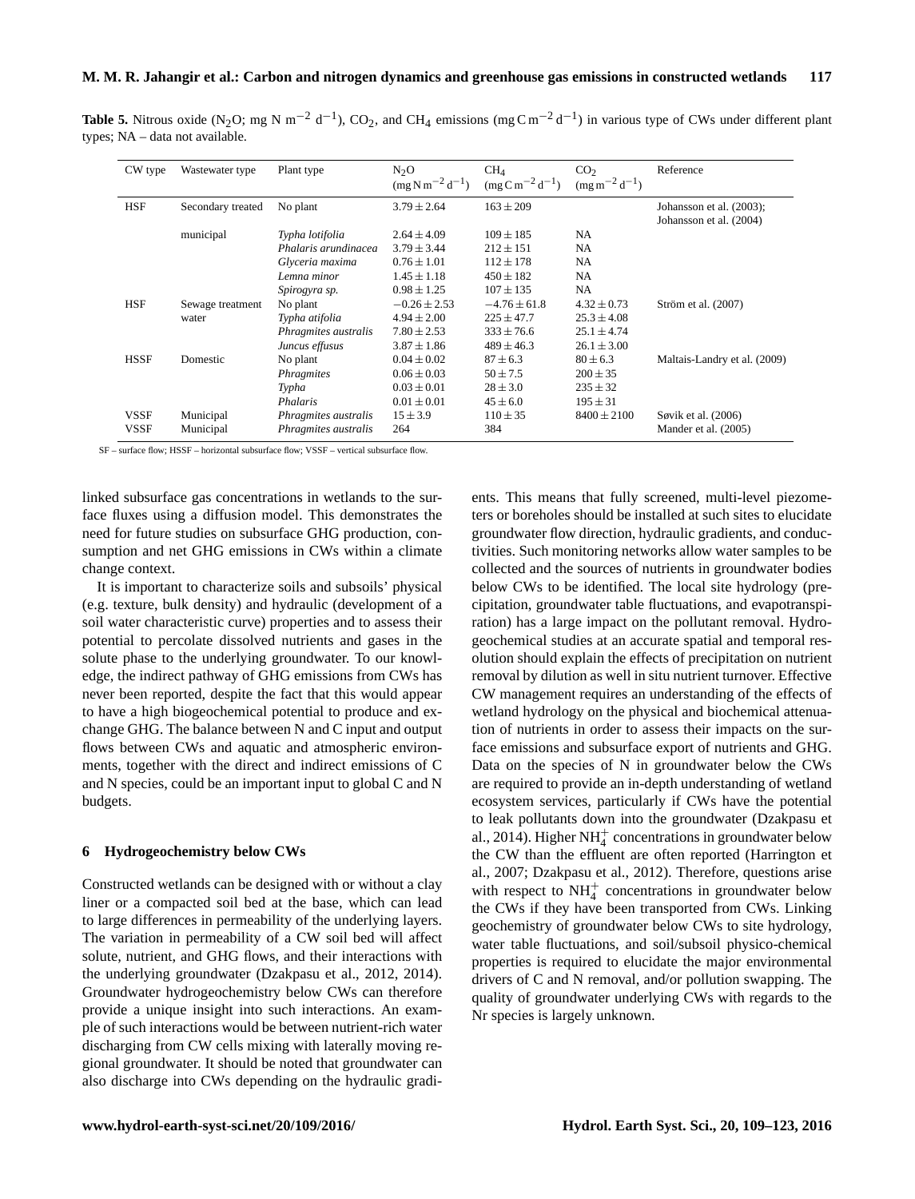**Table 5.** Nitrous oxide ($N_2O$; mg N $m^{-2}$ $d^{-1}$), $CO_2$, and $CH_4$ emissions (mg C $m^{-2}$ $d^{-1}$) in various type of CWs under different plant types; NA – data not available.

| CW type | Wastewater type | Plant type | $N_2O$ (mg N $m^{-2}$ $d^{-1}$) | $CH_4$ (mg C $m^{-2}$ $d^{-1}$) | $CO_2$ (mg $m^{-2}$ $d^{-1}$) | Reference |
|---|---|---|---|---|---|---|
| HSF | Secondary treated | No plant | $3.79 \pm 2.64$ | $163 \pm 209$ | | Johansson et al. (2003); Johansson et al. (2004) |
| | municipal | *Typha lotifolia* | $2.64 \pm 4.09$ | $109 \pm 185$ | NA | |
| | | *Phalaris arundinacea* | $3.79 \pm 3.44$ | $212 \pm 151$ | NA | |
| | | *Glyceria maxima* | $0.76 \pm 1.01$ | $112 \pm 178$ | NA | |
| | | *Lemna minor* | $1.45 \pm 1.18$ | $450 \pm 182$ | NA | |
| | | *Spirogyra sp.* | $0.98 \pm 1.25$ | $107 \pm 135$ | NA | |
| HSF | Sewage treatment | No plant | $-0.26 \pm 2.53$ | $-4.76 \pm 61.8$ | $4.32 \pm 0.73$ | Ström et al. (2007) |
| | water | *Typha atifolia* | $4.94 \pm 2.00$ | $225 \pm 47.7$ | $25.3 \pm 4.08$ | |
| | | *Phragmites australis* | $7.80 \pm 2.53$ | $333 \pm 76.6$ | $25.1 \pm 4.74$ | |
| | | *Juncus effusus* | $3.87 \pm 1.86$ | $489 \pm 46.3$ | $26.1 \pm 3.00$ | |
| HSSF | Domestic | No plant | $0.04 \pm 0.02$ | $87 \pm 6.3$ | $80 \pm 6.3$ | Maltais-Landry et al. (2009) |
| | | *Phragmites* | $0.06 \pm 0.03$ | $50 \pm 7.5$ | $200 \pm 35$ | |
| | | *Typha* | $0.03 \pm 0.01$ | $28 \pm 3.0$ | $235 \pm 32$ | |
| | | *Phalaris* | $0.01 \pm 0.01$ | $45 \pm 6.0$ | $195 \pm 31$ | |
| VSSF | Municipal | *Phragmites australis* | $15 \pm 3.9$ | $110 \pm 35$ | $8400 \pm 2100$ | Søvik et al. (2006) |
| VSSF | Municipal | *Phragmites australis* | 264 | 384 | | Mander et al. (2005) |

SF – surface flow; HSSF – horizontal subsurface flow; VSSF – vertical subsurface flow.

linked subsurface gas concentrations in wetlands to the surface fluxes using a diffusion model. This demonstrates the need for future studies on subsurface GHG production, consumption and net GHG emissions in CWs within a climate change context.

It is important to characterize soils and subsoils' physical (e.g. texture, bulk density) and hydraulic (development of a soil water characteristic curve) properties and to assess their potential to percolate dissolved nutrients and gases in the solute phase to the underlying groundwater. To our knowledge, the indirect pathway of GHG emissions from CWs has never been reported, despite the fact that this would appear to have a high biogeochemical potential to produce and exchange GHG. The balance between N and C input and output flows between CWs and aquatic and atmospheric environments, together with the direct and indirect emissions of C and N species, could be an important input to global C and N budgets.

## 6 Hydrogeochemistry below CWs

Constructed wetlands can be designed with or without a clay liner or a compacted soil bed at the base, which can lead to large differences in permeability of the underlying layers. The variation in permeability of a CW soil bed will affect solute, nutrient, and GHG flows, and their interactions with the underlying groundwater (Dzakpasu et al., 2012, 2014). Groundwater hydrogeochemistry below CWs can therefore provide a unique insight into such interactions. An example of such interactions would be between nutrient-rich water discharging from CW cells mixing with laterally moving regional groundwater. It should be noted that groundwater can also discharge into CWs depending on the hydraulic gradients. This means that fully screened, multi-level piezometers or boreholes should be installed at such sites to elucidate groundwater flow direction, hydraulic gradients, and conductivities. Such monitoring networks allow water samples to be collected and the sources of nutrients in groundwater bodies below CWs to be identified. The local site hydrology (precipitation, groundwater table fluctuations, and evapotranspiration) has a large impact on the pollutant removal. Hydrogeochemical studies at an accurate spatial and temporal resolution should explain the effects of precipitation on nutrient removal by dilution as well in situ nutrient turnover. Effective CW management requires an understanding of the effects of wetland hydrology on the physical and biochemical attenuation of nutrients in order to assess their impacts on the surface emissions and subsurface export of nutrients and GHG. Data on the species of N in groundwater below the CWs are required to provide an in-depth understanding of wetland ecosystem services, particularly if CWs have the potential to leak pollutants down into the groundwater (Dzakpasu et al., 2014). Higher $NH_4^+$ concentrations in groundwater below the CW than the effluent are often reported (Harrington et al., 2007; Dzakpasu et al., 2012). Therefore, questions arise with respect to $NH_4^+$ concentrations in groundwater below the CWs if they have been transported from CWs. Linking geochemistry of groundwater below CWs to site hydrology, water table fluctuations, and soil/subsoil physico-chemical properties is required to elucidate the major environmental drivers of C and N removal, and/or pollution swapping. The quality of groundwater underlying CWs with regards to the Nr species is largely unknown.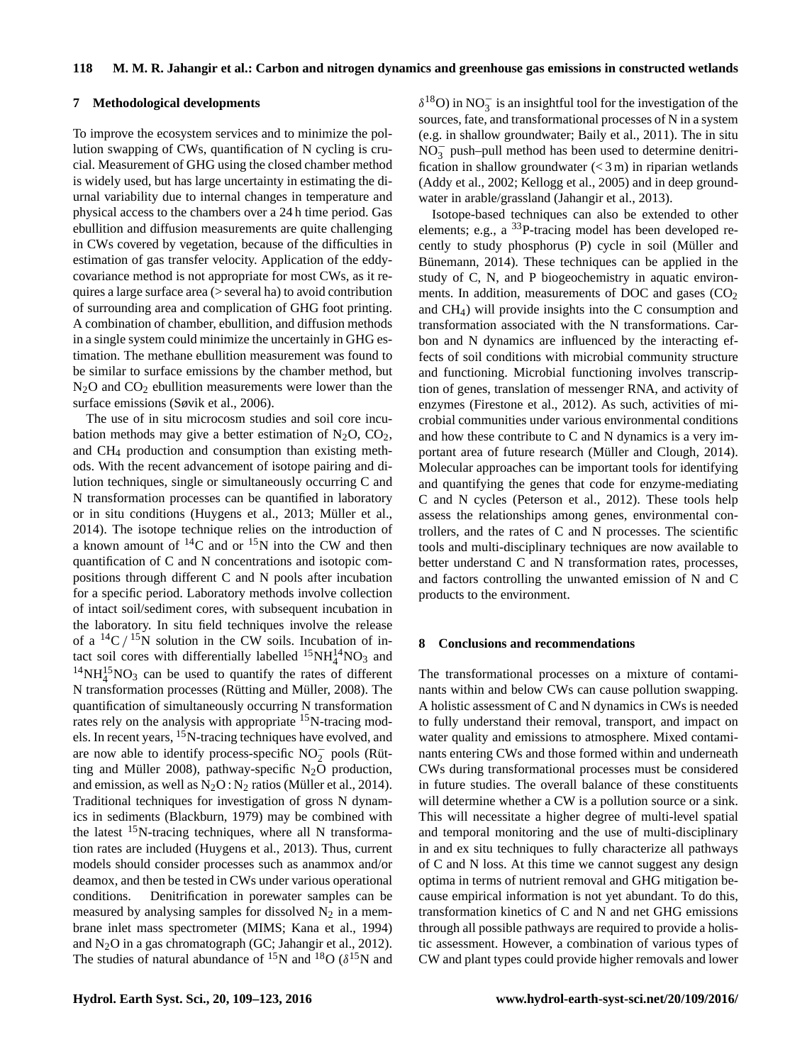## 7 Methodological developments

To improve the ecosystem services and to minimize the pollution swapping of CWs, quantification of N cycling is crucial. Measurement of GHG using the closed chamber method is widely used, but has large uncertainty in estimating the diurnal variability due to internal changes in temperature and physical access to the chambers over a 24 h time period. Gas ebullition and diffusion measurements are quite challenging in CWs covered by vegetation, because of the difficulties in estimation of gas transfer velocity. Application of the eddy-covariance method is not appropriate for most CWs, as it requires a large surface area (> several ha) to avoid contribution of surrounding area and complication of GHG foot printing. A combination of chamber, ebullition, and diffusion methods in a single system could minimize the uncertainly in GHG estimation. The methane ebullition measurement was found to be similar to surface emissions by the chamber method, but $N_2O$ and $CO_2$ ebullition measurements were lower than the surface emissions (Søvik et al., 2006).

The use of in situ microcosm studies and soil core incubation methods may give a better estimation of $N_2O$, $CO_2$, and $CH_4$ production and consumption than existing methods. With the recent advancement of isotope pairing and dilution techniques, single or simultaneously occurring C and N transformation processes can be quantified in laboratory or in situ conditions (Huygens et al., 2013; Müller et al., 2014). The isotope technique relies on the introduction of a known amount of $^{14}C$ and or $^{15}N$ into the CW and then quantification of C and N concentrations and isotopic compositions through different C and N pools after incubation for a specific period. Laboratory methods involve collection of intact soil/sediment cores, with subsequent incubation in the laboratory. In situ field techniques involve the release of a $^{14}C$ / $^{15}N$ solution in the CW soils. Incubation of intact soil cores with differentially labelled $^{15}NH_4^{14}NO_3$ and $^{14}NH_4^{15}NO_3$ can be used to quantify the rates of different N transformation processes (Rütting and Müller, 2008). The quantification of simultaneously occurring N transformation rates rely on the analysis with appropriate $^{15}N$-tracing models. In recent years, $^{15}N$-tracing techniques have evolved, and are now able to identify process-specific $NO_2^-$ pools (Rütting and Müller 2008), pathway-specific $N_2O$ production, and emission, as well as $N_2O : N_2$ ratios (Müller et al., 2014). Traditional techniques for investigation of gross N dynamics in sediments (Blackburn, 1979) may be combined with the latest $^{15}N$-tracing techniques, where all N transformation rates are included (Huygens et al., 2013). Thus, current models should consider processes such as anammox and/or deamox, and then be tested in CWs under various operational conditions. Denitrification in porewater samples can be measured by analysing samples for dissolved $N_2$ in a membrane inlet mass spectrometer (MIMS; Kana et al., 1994) and $N_2O$ in a gas chromatograph (GC; Jahangir et al., 2012). The studies of natural abundance of $^{15}N$ and $^{18}O$ ($\delta^{15}N$ and $\delta^{18}O$) in $NO_3^-$ is an insightful tool for the investigation of the sources, fate, and transformational processes of N in a system (e.g. in shallow groundwater; Baily et al., 2011). The in situ $NO_3^-$ push–pull method has been used to determine denitrification in shallow groundwater (< 3 m) in riparian wetlands (Addy et al., 2002; Kellogg et al., 2005) and in deep groundwater in arable/grassland (Jahangir et al., 2013).

Isotope-based techniques can also be extended to other elements; e.g., a $^{33}P$-tracing model has been developed recently to study phosphorus (P) cycle in soil (Müller and Bünemann, 2014). These techniques can be applied in the study of C, N, and P biogeochemistry in aquatic environments. In addition, measurements of DOC and gases ($CO_2$ and $CH_4$) will provide insights into the C consumption and transformation associated with the N transformations. Carbon and N dynamics are influenced by the interacting effects of soil conditions with microbial community structure and functioning. Microbial functioning involves transcription of genes, translation of messenger RNA, and activity of enzymes (Firestone et al., 2012). As such, activities of microbial communities under various environmental conditions and how these contribute to C and N dynamics is a very important area of future research (Müller and Clough, 2014). Molecular approaches can be important tools for identifying and quantifying the genes that code for enzyme-mediating C and N cycles (Peterson et al., 2012). These tools help assess the relationships among genes, environmental controllers, and the rates of C and N processes. The scientific tools and multi-disciplinary techniques are now available to better understand C and N transformation rates, processes, and factors controlling the unwanted emission of N and C products to the environment.

## 8 Conclusions and recommendations

The transformational processes on a mixture of contaminants within and below CWs can cause pollution swapping. A holistic assessment of C and N dynamics in CWs is needed to fully understand their removal, transport, and impact on water quality and emissions to atmosphere. Mixed contaminants entering CWs and those formed within and underneath CWs during transformational processes must be considered in future studies. The overall balance of these constituents will determine whether a CW is a pollution source or a sink. This will necessitate a higher degree of multi-level spatial and temporal monitoring and the use of multi-disciplinary in and ex situ techniques to fully characterize all pathways of C and N loss. At this time we cannot suggest any design optima in terms of nutrient removal and GHG mitigation because empirical information is not yet abundant. To do this, transformation kinetics of C and N and net GHG emissions through all possible pathways are required to provide a holistic assessment. However, a combination of various types of CW and plant types could provide higher removals and lower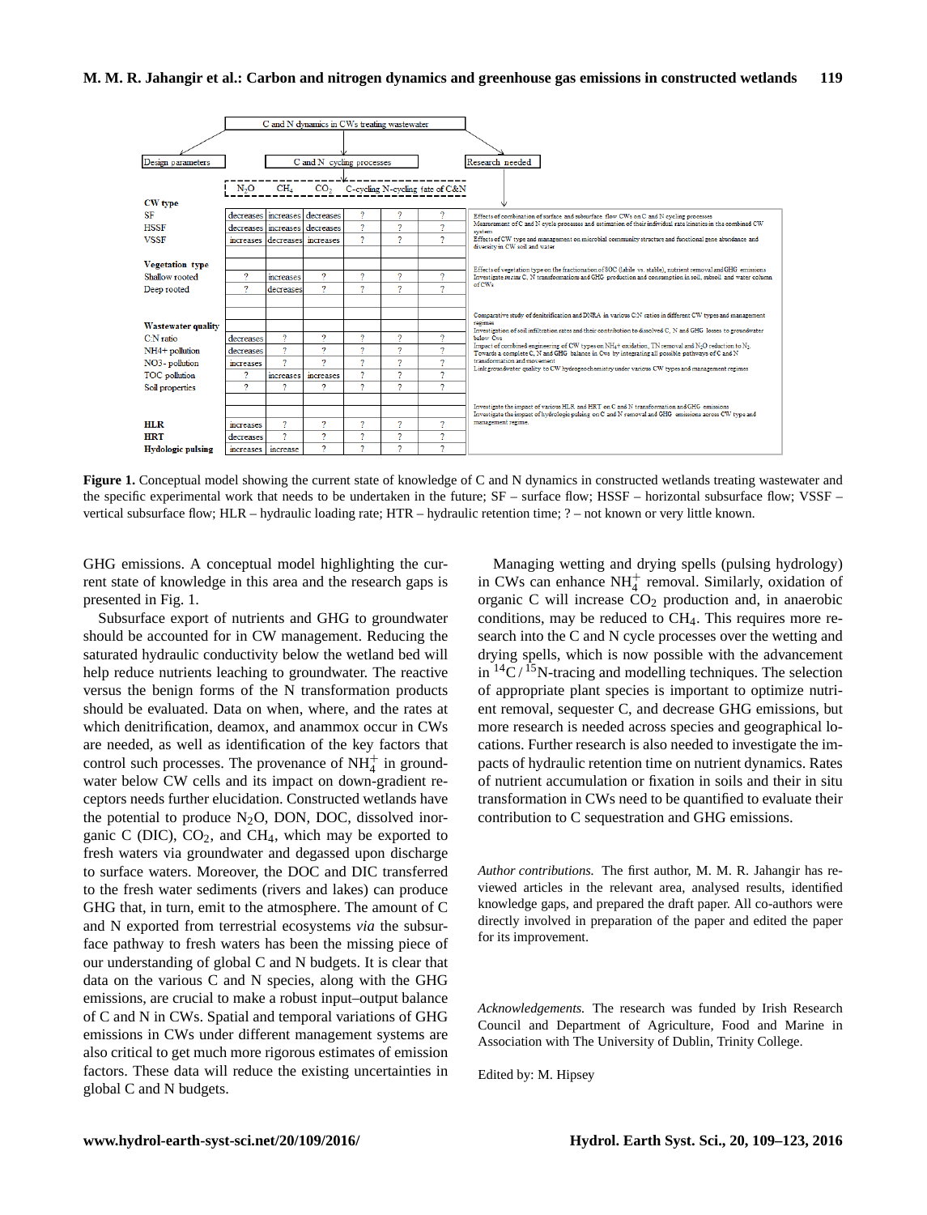C and N dynamics in CWs treating wastewater

| Design parameters | C and N cycling processes | | | | | | Research needed |
|---|---|---|---|---|---|---|---|
| | $N_2O$ | $CH_4$ | $CO_2$ | C-cycling | N-cycling | fate of C&N | |
| **CW type** | | | | | | | |
| SF | decreases | increases | decreases | ? | ? | ? | Effects of combination of surface and subsurface flow CWs on C and N cycling processes. Measurement of C and N cycle processes and estimation of their individual rate kinetics in the combined CW system. Effects of CW type and management on microbial community structure and functional gene abundance and diversity in CW soil and water |
| HSSF | decreases | increases | decreases | ? | ? | ? | |
| VSSF | increases | decreases | increases | ? | ? | ? | |
| **Vegetation type** | | | | | | | Effects of vegetation type on the fractionation of SOC (labile vs. stable), nutrient removal and GHG emissions. Investigate in situ C, N transformations and GHG production and consumption in soil, subsoil and water column of CWs |
| Shallow rooted | ? | increases | ? | ? | ? | ? | |
| Deep rooted | ? | decreases | ? | ? | ? | ? | |
| **Wastewater quality** | | | | | | | Comparative study of denitrification and DNRA in various C:N ratios in different CW types and management regimes. Investigation of soil infiltration rates and their contribution to dissolved C, N and GHG losses to groundwater below CWs. Impact of combined engineering of CW types on $NH_4^+$ oxidation, TN removal and $N_2O$ reduction to $N_2$. Towards a complete C, N and GHG balance in Cws by integrating all possible pathways of C and N transformation and movement. Link groundwater quality to CW hydrogeochemistry under various CW types and management regimes |
| C:N ratio | decreases | ? | ? | ? | ? | ? | |
| $NH_4^+$ pollution | decreases | ? | ? | ? | ? | ? | |
| $NO_3^-$ pollution | increases | ? | ? | ? | ? | ? | |
| TOC pollution | ? | increases | increases | ? | ? | ? | |
| Soil properties | ? | ? | ? | ? | ? | ? | |
| **HLR** | increases | ? | ? | ? | ? | ? | Investigate the impact of various HLR and HRT on C and N transformation and GHG emissions. Investigate the impact of hydrologic pulsing on C and N removal and GHG emissions across CW type and management regime. |
| **HRT** | decreases | ? | ? | ? | ? | ? | |
| **Hydrologic pulsing** | increases | increase | ? | ? | ? | ? | |

**Figure 1.** Conceptual model showing the current state of knowledge of C and N dynamics in constructed wetlands treating wastewater and the specific experimental work that needs to be undertaken in the future; SF – surface flow; HSSF – horizontal subsurface flow; VSSF – vertical subsurface flow; HLR – hydraulic loading rate; HTR – hydraulic retention time; ? – not known or very little known.

GHG emissions. A conceptual model highlighting the current state of knowledge in this area and the research gaps is presented in Fig. 1.

Subsurface export of nutrients and GHG to groundwater should be accounted for in CW management. Reducing the saturated hydraulic conductivity below the wetland bed will help reduce nutrients leaching to groundwater. The reactive versus the benign forms of the N transformation products should be evaluated. Data on when, where, and the rates at which denitrification, deamox, and anammox occur in CWs are needed, as well as identification of the key factors that control such processes. The provenance of $NH_4^+$ in groundwater below CW cells and its impact on down-gradient receptors needs further elucidation. Constructed wetlands have the potential to produce $N_2O$, DON, DOC, dissolved inorganic C (DIC), $CO_2$, and $CH_4$, which may be exported to fresh waters via groundwater and degassed upon discharge to surface waters. Moreover, the DOC and DIC transferred to the fresh water sediments (rivers and lakes) can produce GHG that, in turn, emit to the atmosphere. The amount of C and N exported from terrestrial ecosystems *via* the subsurface pathway to fresh waters has been the missing piece of our understanding of global C and N budgets. It is clear that data on the various C and N species, along with the GHG emissions, are crucial to make a robust input–output balance of C and N in CWs. Spatial and temporal variations of GHG emissions in CWs under different management systems are also critical to get much more rigorous estimates of emission factors. These data will reduce the existing uncertainties in global C and N budgets.

Managing wetting and drying spells (pulsing hydrology) in CWs can enhance $NH_4^+$ removal. Similarly, oxidation of organic C will increase $CO_2$ production and, in anaerobic conditions, may be reduced to $CH_4$. This requires more research into the C and N cycle processes over the wetting and drying spells, which is now possible with the advancement in $^{14}C$ / $^{15}N$-tracing and modelling techniques. The selection of appropriate plant species is important to optimize nutrient removal, sequester C, and decrease GHG emissions, but more research is needed across species and geographical locations. Further research is also needed to investigate the impacts of hydraulic retention time on nutrient dynamics. Rates of nutrient accumulation or fixation in soils and their in situ transformation in CWs need to be quantified to evaluate their contribution to C sequestration and GHG emissions.

*Author contributions.* The first author, M. M. R. Jahangir has reviewed articles in the relevant area, analysed results, identified knowledge gaps, and prepared the draft paper. All co-authors were directly involved in preparation of the paper and edited the paper for its improvement.

*Acknowledgements.* The research was funded by Irish Research Council and Department of Agriculture, Food and Marine in Association with The University of Dublin, Trinity College.

Edited by: M. Hipsey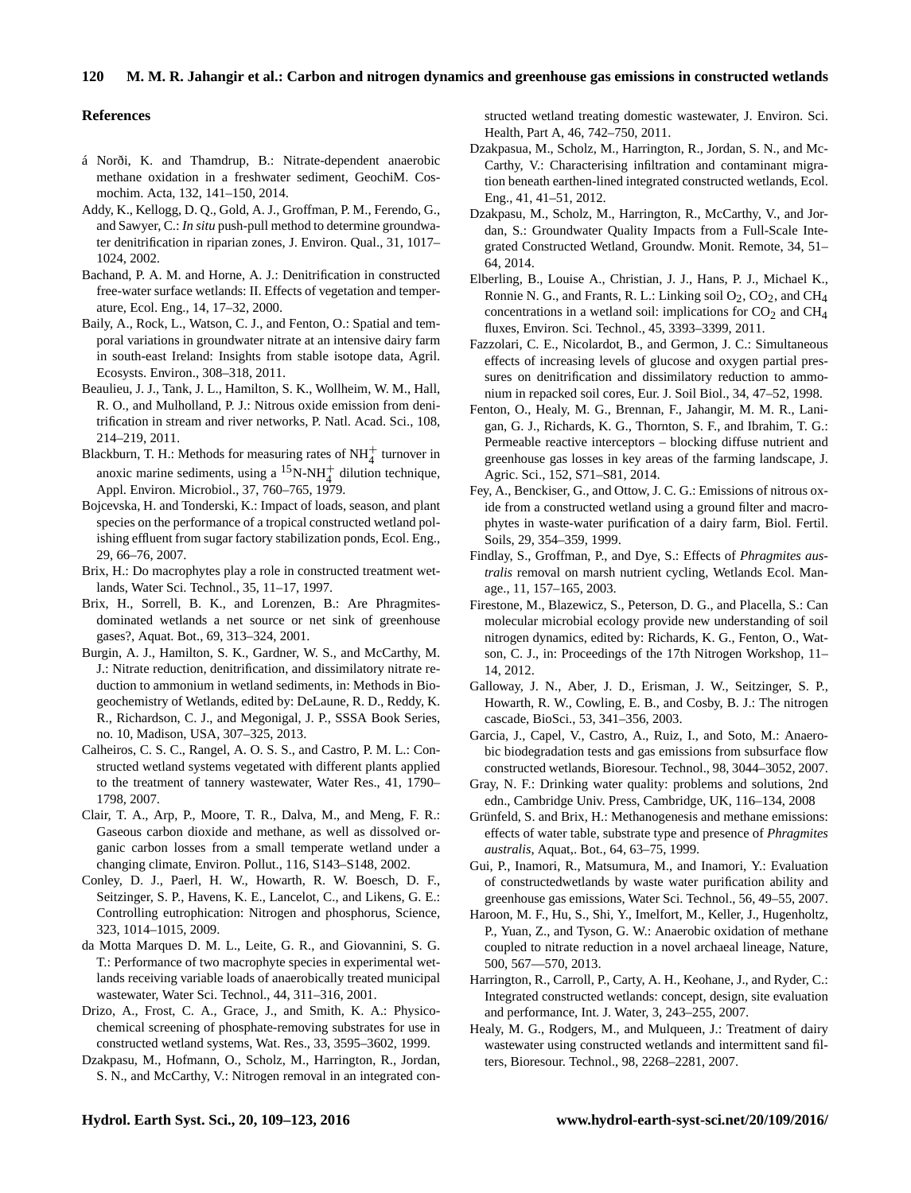## References

á Norði, K. and Thamdrup, B.: Nitrate-dependent anaerobic methane oxidation in a freshwater sediment, GeochiM. Cosmochim. Acta, 132, 141–150, 2014.

Addy, K., Kellogg, D. Q., Gold, A. J., Groffman, P. M., Ferendo, G., and Sawyer, C.: *In situ* push-pull method to determine groundwater denitrification in riparian zones, J. Environ. Qual., 31, 1017–1024, 2002.

Bachand, P. A. M. and Horne, A. J.: Denitrification in constructed free-water surface wetlands: II. Effects of vegetation and temperature, Ecol. Eng., 14, 17–32, 2000.

Baily, A., Rock, L., Watson, C. J., and Fenton, O.: Spatial and temporal variations in groundwater nitrate at an intensive dairy farm in south-east Ireland: Insights from stable isotope data, Agril. Ecosysts. Environ., 308–318, 2011.

Beaulieu, J. J., Tank, J. L., Hamilton, S. K., Wollheim, W. M., Hall, R. O., and Mulholland, P. J.: Nitrous oxide emission from denitrification in stream and river networks, P. Natl. Acad. Sci., 108, 214–219, 2011.

Blackburn, T. H.: Methods for measuring rates of $NH_4^+$ turnover in anoxic marine sediments, using a $^{15}N$-$NH_4^+$ dilution technique, Appl. Environ. Microbiol., 37, 760–765, 1979.

Bojcevska, H. and Tonderski, K.: Impact of loads, season, and plant species on the performance of a tropical constructed wetland polishing effluent from sugar factory stabilization ponds, Ecol. Eng., 29, 66–76, 2007.

Brix, H.: Do macrophytes play a role in constructed treatment wetlands, Water Sci. Technol., 35, 11–17, 1997.

Brix, H., Sorrell, B. K., and Lorenzen, B.: Are Phragmites-dominated wetlands a net source or net sink of greenhouse gases?, Aquat. Bot., 69, 313–324, 2001.

Burgin, A. J., Hamilton, S. K., Gardner, W. S., and McCarthy, M. J.: Nitrate reduction, denitrification, and dissimilatory nitrate reduction to ammonium in wetland sediments, in: Methods in Biogeochemistry of Wetlands, edited by: DeLaune, R. D., Reddy, K. R., Richardson, C. J., and Megonigal, J. P., SSSA Book Series, no. 10, Madison, USA, 307–325, 2013.

Calheiros, C. S. C., Rangel, A. O. S. S., and Castro, P. M. L.: Constructed wetland systems vegetated with different plants applied to the treatment of tannery wastewater, Water Res., 41, 1790–1798, 2007.

Clair, T. A., Arp, P., Moore, T. R., Dalva, M., and Meng, F. R.: Gaseous carbon dioxide and methane, as well as dissolved organic carbon losses from a small temperate wetland under a changing climate, Environ. Pollut., 116, S143–S148, 2002.

Conley, D. J., Paerl, H. W., Howarth, R. W. Boesch, D. F., Seitzinger, S. P., Havens, K. E., Lancelot, C., and Likens, G. E.: Controlling eutrophication: Nitrogen and phosphorus, Science, 323, 1014–1015, 2009.

da Motta Marques D. M. L., Leite, G. R., and Giovannini, S. G. T.: Performance of two macrophyte species in experimental wetlands receiving variable loads of anaerobically treated municipal wastewater, Water Sci. Technol., 44, 311–316, 2001.

Drizo, A., Frost, C. A., Grace, J., and Smith, K. A.: Physico-chemical screening of phosphate-removing substrates for use in constructed wetland systems, Wat. Res., 33, 3595–3602, 1999.

Dzakpasu, M., Hofmann, O., Scholz, M., Harrington, R., Jordan, S. N., and McCarthy, V.: Nitrogen removal in an integrated constructed wetland treating domestic wastewater, J. Environ. Sci. Health, Part A, 46, 742–750, 2011.

Dzakpasua, M., Scholz, M., Harrington, R., Jordan, S. N., and McCarthy, V.: Characterising infiltration and contaminant migration beneath earthen-lined integrated constructed wetlands, Ecol. Eng., 41, 41–51, 2012.

Dzakpasu, M., Scholz, M., Harrington, R., McCarthy, V., and Jordan, S.: Groundwater Quality Impacts from a Full-Scale Integrated Constructed Wetland, Groundw. Monit. Remote, 34, 51–64, 2014.

Elberling, B., Louise A., Christian, J. J., Hans, P. J., Michael K., Ronnie N. G., and Frants, R. L.: Linking soil $O_2$, $CO_2$, and $CH_4$ concentrations in a wetland soil: implications for $CO_2$ and $CH_4$ fluxes, Environ. Sci. Technol., 45, 3393–3399, 2011.

Fazzolari, C. E., Nicolardot, B., and Germon, J. C.: Simultaneous effects of increasing levels of glucose and oxygen partial pressures on denitrification and dissimilatory reduction to ammonium in repacked soil cores, Eur. J. Soil Biol., 34, 47–52, 1998.

Fenton, O., Healy, M. G., Brennan, F., Jahangir, M. M. R., Lanigan, G. J., Richards, K. G., Thornton, S. F., and Ibrahim, T. G.: Permeable reactive interceptors – blocking diffuse nutrient and greenhouse gas losses in key areas of the farming landscape, J. Agric. Sci., 152, S71–S81, 2014.

Fey, A., Benckiser, G., and Ottow, J. C. G.: Emissions of nitrous oxide from a constructed wetland using a ground filter and macrophytes in waste-water purification of a dairy farm, Biol. Fertil. Soils, 29, 354–359, 1999.

Findlay, S., Groffman, P., and Dye, S.: Effects of *Phragmites australis* removal on marsh nutrient cycling, Wetlands Ecol. Manage., 11, 157–165, 2003.

Firestone, M., Blazewicz, S., Peterson, D. G., and Placella, S.: Can molecular microbial ecology provide new understanding of soil nitrogen dynamics, edited by: Richards, K. G., Fenton, O., Watson, C. J., in: Proceedings of the 17th Nitrogen Workshop, 11–14, 2012.

Galloway, J. N., Aber, J. D., Erisman, J. W., Seitzinger, S. P., Howarth, R. W., Cowling, E. B., and Cosby, B. J.: The nitrogen cascade, BioSci., 53, 341–356, 2003.

Garcia, J., Capel, V., Castro, A., Ruiz, I., and Soto, M.: Anaerobic biodegradation tests and gas emissions from subsurface flow constructed wetlands, Bioresour. Technol., 98, 3044–3052, 2007.

Gray, N. F.: Drinking water quality: problems and solutions, 2nd edn., Cambridge Univ. Press, Cambridge, UK, 116–134, 2008

Grünfeld, S. and Brix, H.: Methanogenesis and methane emissions: effects of water table, substrate type and presence of *Phragmites australis*, Aquat,. Bot., 64, 63–75, 1999.

Gui, P., Inamori, R., Matsumura, M., and Inamori, Y.: Evaluation of constructedwetlands by waste water purification ability and greenhouse gas emissions, Water Sci. Technol., 56, 49–55, 2007.

Haroon, M. F., Hu, S., Shi, Y., Imelfort, M., Keller, J., Hugenholtz, P., Yuan, Z., and Tyson, G. W.: Anaerobic oxidation of methane coupled to nitrate reduction in a novel archaeal lineage, Nature, 500, 567—570, 2013.

Harrington, R., Carroll, P., Carty, A. H., Keohane, J., and Ryder, C.: Integrated constructed wetlands: concept, design, site evaluation and performance, Int. J. Water, 3, 243–255, 2007.

Healy, M. G., Rodgers, M., and Mulqueen, J.: Treatment of dairy wastewater using constructed wetlands and intermittent sand filters, Bioresour. Technol., 98, 2268–2281, 2007.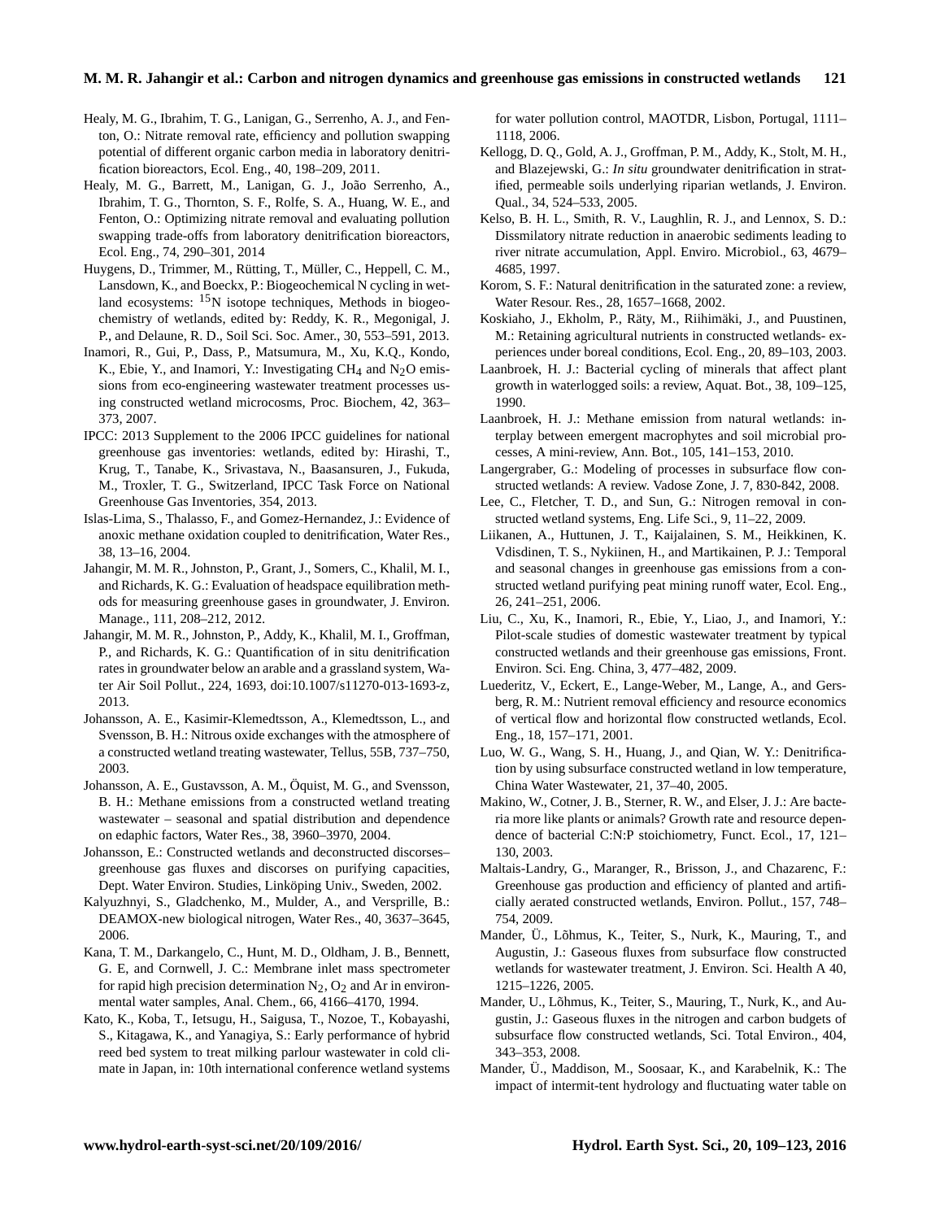Healy, M. G., Ibrahim, T. G., Lanigan, G., Serrenho, A. J., and Fenton, O.: Nitrate removal rate, efficiency and pollution swapping potential of different organic carbon media in laboratory denitrification bioreactors, Ecol. Eng., 40, 198–209, 2011.

Healy, M. G., Barrett, M., Lanigan, G. J., João Serrenho, A., Ibrahim, T. G., Thornton, S. F., Rolfe, S. A., Huang, W. E., and Fenton, O.: Optimizing nitrate removal and evaluating pollution swapping trade-offs from laboratory denitrification bioreactors, Ecol. Eng., 74, 290–301, 2014

Huygens, D., Trimmer, M., Rütting, T., Müller, C., Heppell, C. M., Lansdown, K., and Boeckx, P.: Biogeochemical N cycling in wetland ecosystems: $^{15}N$ isotope techniques, Methods in biogeochemistry of wetlands, edited by: Reddy, K. R., Megonigal, J. P., and Delaune, R. D., Soil Sci. Soc. Amer., 30, 553–591, 2013.

Inamori, R., Gui, P., Dass, P., Matsumura, M., Xu, K.Q., Kondo, K., Ebie, Y., and Inamori, Y.: Investigating $CH_4$ and $N_2O$ emissions from eco-engineering wastewater treatment processes using constructed wetland microcosms, Proc. Biochem, 42, 363–373, 2007.

IPCC: 2013 Supplement to the 2006 IPCC guidelines for national greenhouse gas inventories: wetlands, edited by: Hirashi, T., Krug, T., Tanabe, K., Srivastava, N., Baasansuren, J., Fukuda, M., Troxler, T. G., Switzerland, IPCC Task Force on National Greenhouse Gas Inventories, 354, 2013.

Islas-Lima, S., Thalasso, F., and Gomez-Hernandez, J.: Evidence of anoxic methane oxidation coupled to denitrification, Water Res., 38, 13–16, 2004.

Jahangir, M. M. R., Johnston, P., Grant, J., Somers, C., Khalil, M. I., and Richards, K. G.: Evaluation of headspace equilibration methods for measuring greenhouse gases in groundwater, J. Environ. Manage., 111, 208–212, 2012.

Jahangir, M. M. R., Johnston, P., Addy, K., Khalil, M. I., Groffman, P., and Richards, K. G.: Quantification of in situ denitrification rates in groundwater below an arable and a grassland system, Water Air Soil Pollut., 224, 1693, doi:10.1007/s11270-013-1693-z, 2013.

Johansson, A. E., Kasimir-Klemedtsson, A., Klemedtsson, L., and Svensson, B. H.: Nitrous oxide exchanges with the atmosphere of a constructed wetland treating wastewater, Tellus, 55B, 737–750, 2003.

Johansson, A. E., Gustavsson, A. M., Öquist, M. G., and Svensson, B. H.: Methane emissions from a constructed wetland treating wastewater – seasonal and spatial distribution and dependence on edaphic factors, Water Res., 38, 3960–3970, 2004.

Johansson, E.: Constructed wetlands and deconstructed discorses–greenhouse gas fluxes and discorses on purifying capacities, Dept. Water Environ. Studies, Linköping Univ., Sweden, 2002.

Kalyuzhnyi, S., Gladchenko, M., Mulder, A., and Versprille, B.: DEAMOX-new biological nitrogen, Water Res., 40, 3637–3645, 2006.

Kana, T. M., Darkangelo, C., Hunt, M. D., Oldham, J. B., Bennett, G. E, and Cornwell, J. C.: Membrane inlet mass spectrometer for rapid high precision determination $N_2$, $O_2$ and Ar in environmental water samples, Anal. Chem., 66, 4166–4170, 1994.

Kato, K., Koba, T., Ietsugu, H., Saigusa, T., Nozoe, T., Kobayashi, S., Kitagawa, K., and Yanagiya, S.: Early performance of hybrid reed bed system to treat milking parlour wastewater in cold climate in Japan, in: 10th international conference wetland systems for water pollution control, MAOTDR, Lisbon, Portugal, 1111–1118, 2006.

Kellogg, D. Q., Gold, A. J., Groffman, P. M., Addy, K., Stolt, M. H., and Blazejewski, G.: *In situ* groundwater denitrification in stratified, permeable soils underlying riparian wetlands, J. Environ. Qual., 34, 524–533, 2005.

Kelso, B. H. L., Smith, R. V., Laughlin, R. J., and Lennox, S. D.: Dissmilatory nitrate reduction in anaerobic sediments leading to river nitrate accumulation, Appl. Enviro. Microbiol., 63, 4679–4685, 1997.

Korom, S. F.: Natural denitrification in the saturated zone: a review, Water Resour. Res., 28, 1657–1668, 2002.

Koskiaho, J., Ekholm, P., Räty, M., Riihimäki, J., and Puustinen, M.: Retaining agricultural nutrients in constructed wetlands- experiences under boreal conditions, Ecol. Eng., 20, 89–103, 2003.

Laanbroek, H. J.: Bacterial cycling of minerals that affect plant growth in waterlogged soils: a review, Aquat. Bot., 38, 109–125, 1990.

Laanbroek, H. J.: Methane emission from natural wetlands: interplay between emergent macrophytes and soil microbial processes, A mini-review, Ann. Bot., 105, 141–153, 2010.

Langergraber, G.: Modeling of processes in subsurface flow constructed wetlands: A review. Vadose Zone, J. 7, 830-842, 2008.

Lee, C., Fletcher, T. D., and Sun, G.: Nitrogen removal in constructed wetland systems, Eng. Life Sci., 9, 11–22, 2009.

Liikanen, A., Huttunen, J. T., Kaijalainen, S. M., Heikkinen, K. Vdisdinen, T. S., Nykiinen, H., and Martikainen, P. J.: Temporal and seasonal changes in greenhouse gas emissions from a constructed wetland purifying peat mining runoff water, Ecol. Eng., 26, 241–251, 2006.

Liu, C., Xu, K., Inamori, R., Ebie, Y., Liao, J., and Inamori, Y.: Pilot-scale studies of domestic wastewater treatment by typical constructed wetlands and their greenhouse gas emissions, Front. Environ. Sci. Eng. China, 3, 477–482, 2009.

Luederitz, V., Eckert, E., Lange-Weber, M., Lange, A., and Gersberg, R. M.: Nutrient removal efficiency and resource economics of vertical flow and horizontal flow constructed wetlands, Ecol. Eng., 18, 157–171, 2001.

Luo, W. G., Wang, S. H., Huang, J., and Qian, W. Y.: Denitrification by using subsurface constructed wetland in low temperature, China Water Wastewater, 21, 37–40, 2005.

Makino, W., Cotner, J. B., Sterner, R. W., and Elser, J. J.: Are bacteria more like plants or animals? Growth rate and resource dependence of bacterial C:N:P stoichiometry, Funct. Ecol., 17, 121–130, 2003.

Maltais-Landry, G., Maranger, R., Brisson, J., and Chazarenc, F.: Greenhouse gas production and efficiency of planted and artificially aerated constructed wetlands, Environ. Pollut., 157, 748–754, 2009.

Mander, Ü., Lõhmus, K., Teiter, S., Nurk, K., Mauring, T., and Augustin, J.: Gaseous fluxes from subsurface flow constructed wetlands for wastewater treatment, J. Environ. Sci. Health A 40, 1215–1226, 2005.

Mander, U., Lõhmus, K., Teiter, S., Mauring, T., Nurk, K., and Augustin, J.: Gaseous fluxes in the nitrogen and carbon budgets of subsurface flow constructed wetlands, Sci. Total Environ., 404, 343–353, 2008.

Mander, Ü., Maddison, M., Soosaar, K., and Karabelnik, K.: The impact of intermit-tent hydrology and fluctuating water table on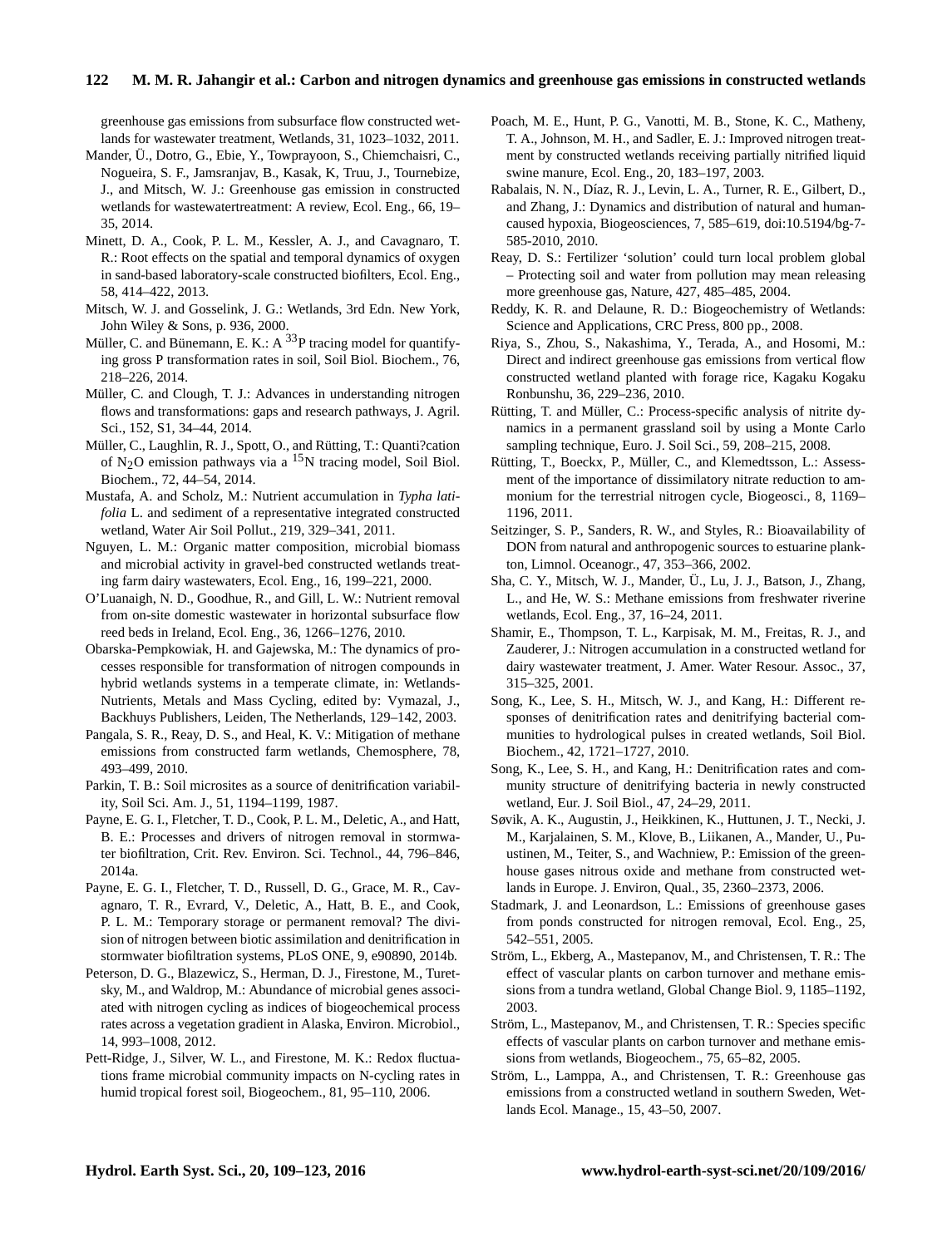greenhouse gas emissions from subsurface flow constructed wetlands for wastewater treatment, Wetlands, 31, 1023–1032, 2011.

Mander, Ü., Dotro, G., Ebie, Y., Towprayoon, S., Chiemchaisri, C., Nogueira, S. F., Jamsranjav, B., Kasak, K, Truu, J., Tournebize, J., and Mitsch, W. J.: Greenhouse gas emission in constructed wetlands for wastewatertreatment: A review, Ecol. Eng., 66, 19–35, 2014.

Minett, D. A., Cook, P. L. M., Kessler, A. J., and Cavagnaro, T. R.: Root effects on the spatial and temporal dynamics of oxygen in sand-based laboratory-scale constructed biofilters, Ecol. Eng., 58, 414–422, 2013.

Mitsch, W. J. and Gosselink, J. G.: Wetlands, 3rd Edn. New York, John Wiley & Sons, p. 936, 2000.

Müller, C. and Bünemann, E. K.: A $^{33}$P tracing model for quantifying gross P transformation rates in soil, Soil Biol. Biochem., 76, 218–226, 2014.

Müller, C. and Clough, T. J.: Advances in understanding nitrogen flows and transformations: gaps and research pathways, J. Agril. Sci., 152, S1, 34–44, 2014.

Müller, C., Laughlin, R. J., Spott, O., and Rütting, T.: Quanti?cation of $N_2O$ emission pathways via a $^{15}$N tracing model, Soil Biol. Biochem., 72, 44–54, 2014.

Mustafa, A. and Scholz, M.: Nutrient accumulation in *Typha latifolia* L. and sediment of a representative integrated constructed wetland, Water Air Soil Pollut., 219, 329–341, 2011.

Nguyen, L. M.: Organic matter composition, microbial biomass and microbial activity in gravel-bed constructed wetlands treating farm dairy wastewaters, Ecol. Eng., 16, 199–221, 2000.

O'Luanaigh, N. D., Goodhue, R., and Gill, L. W.: Nutrient removal from on-site domestic wastewater in horizontal subsurface flow reed beds in Ireland, Ecol. Eng., 36, 1266–1276, 2010.

Obarska-Pempkowiak, H. and Gajewska, M.: The dynamics of processes responsible for transformation of nitrogen compounds in hybrid wetlands systems in a temperate climate, in: Wetlands-Nutrients, Metals and Mass Cycling, edited by: Vymazal, J., Backhuys Publishers, Leiden, The Netherlands, 129–142, 2003.

Pangala, S. R., Reay, D. S., and Heal, K. V.: Mitigation of methane emissions from constructed farm wetlands, Chemosphere, 78, 493–499, 2010.

Parkin, T. B.: Soil microsites as a source of denitrification variability, Soil Sci. Am. J., 51, 1194–1199, 1987.

Payne, E. G. I., Fletcher, T. D., Cook, P. L. M., Deletic, A., and Hatt, B. E.: Processes and drivers of nitrogen removal in stormwater biofiltration, Crit. Rev. Environ. Sci. Technol., 44, 796–846, 2014a.

Payne, E. G. I., Fletcher, T. D., Russell, D. G., Grace, M. R., Cavagnaro, T. R., Evrard, V., Deletic, A., Hatt, B. E., and Cook, P. L. M.: Temporary storage or permanent removal? The division of nitrogen between biotic assimilation and denitrification in stormwater biofiltration systems, PLoS ONE, 9, e90890, 2014b.

Peterson, D. G., Blazewicz, S., Herman, D. J., Firestone, M., Turetsky, M., and Waldrop, M.: Abundance of microbial genes associated with nitrogen cycling as indices of biogeochemical process rates across a vegetation gradient in Alaska, Environ. Microbiol., 14, 993–1008, 2012.

Pett-Ridge, J., Silver, W. L., and Firestone, M. K.: Redox fluctuations frame microbial community impacts on N-cycling rates in humid tropical forest soil, Biogeochem., 81, 95–110, 2006.

Poach, M. E., Hunt, P. G., Vanotti, M. B., Stone, K. C., Matheny, T. A., Johnson, M. H., and Sadler, E. J.: Improved nitrogen treatment by constructed wetlands receiving partially nitrified liquid swine manure, Ecol. Eng., 20, 183–197, 2003.

Rabalais, N. N., Díaz, R. J., Levin, L. A., Turner, R. E., Gilbert, D., and Zhang, J.: Dynamics and distribution of natural and human-caused hypoxia, Biogeosciences, 7, 585–619, doi:10.5194/bg-7-585-2010, 2010.

Reay, D. S.: Fertilizer 'solution' could turn local problem global – Protecting soil and water from pollution may mean releasing more greenhouse gas, Nature, 427, 485–485, 2004.

Reddy, K. R. and Delaune, R. D.: Biogeochemistry of Wetlands: Science and Applications, CRC Press, 800 pp., 2008.

Riya, S., Zhou, S., Nakashima, Y., Terada, A., and Hosomi, M.: Direct and indirect greenhouse gas emissions from vertical flow constructed wetland planted with forage rice, Kagaku Kogaku Ronbunshu, 36, 229–236, 2010.

Rütting, T. and Müller, C.: Process-specific analysis of nitrite dynamics in a permanent grassland soil by using a Monte Carlo sampling technique, Euro. J. Soil Sci., 59, 208–215, 2008.

Rütting, T., Boeckx, P., Müller, C., and Klemedtsson, L.: Assessment of the importance of dissimilatory nitrate reduction to ammonium for the terrestrial nitrogen cycle, Biogeosci., 8, 1169–1196, 2011.

Seitzinger, S. P., Sanders, R. W., and Styles, R.: Bioavailability of DON from natural and anthropogenic sources to estuarine plankton, Limnol. Oceanogr., 47, 353–366, 2002.

Sha, C. Y., Mitsch, W. J., Mander, Ü., Lu, J. J., Batson, J., Zhang, L., and He, W. S.: Methane emissions from freshwater riverine wetlands, Ecol. Eng., 37, 16–24, 2011.

Shamir, E., Thompson, T. L., Karpisak, M. M., Freitas, R. J., and Zauderer, J.: Nitrogen accumulation in a constructed wetland for dairy wastewater treatment, J. Amer. Water Resour. Assoc., 37, 315–325, 2001.

Song, K., Lee, S. H., Mitsch, W. J., and Kang, H.: Different responses of denitrification rates and denitrifying bacterial communities to hydrological pulses in created wetlands, Soil Biol. Biochem., 42, 1721–1727, 2010.

Song, K., Lee, S. H., and Kang, H.: Denitrification rates and community structure of denitrifying bacteria in newly constructed wetland, Eur. J. Soil Biol., 47, 24–29, 2011.

Søvik, A. K., Augustin, J., Heikkinen, K., Huttunen, J. T., Necki, J. M., Karjalainen, S. M., Klove, B., Liikanen, A., Mander, U., Puustinen, M., Teiter, S., and Wachniew, P.: Emission of the greenhouse gases nitrous oxide and methane from constructed wetlands in Europe. J. Environ, Qual., 35, 2360–2373, 2006.

Stadmark, J. and Leonardson, L.: Emissions of greenhouse gases from ponds constructed for nitrogen removal, Ecol. Eng., 25, 542–551, 2005.

Ström, L., Ekberg, A., Mastepanov, M., and Christensen, T. R.: The effect of vascular plants on carbon turnover and methane emissions from a tundra wetland, Global Change Biol. 9, 1185–1192, 2003.

Ström, L., Mastepanov, M., and Christensen, T. R.: Species specific effects of vascular plants on carbon turnover and methane emissions from wetlands, Biogeochem., 75, 65–82, 2005.

Ström, L., Lamppa, A., and Christensen, T. R.: Greenhouse gas emissions from a constructed wetland in southern Sweden, Wetlands Ecol. Manage., 15, 43–50, 2007.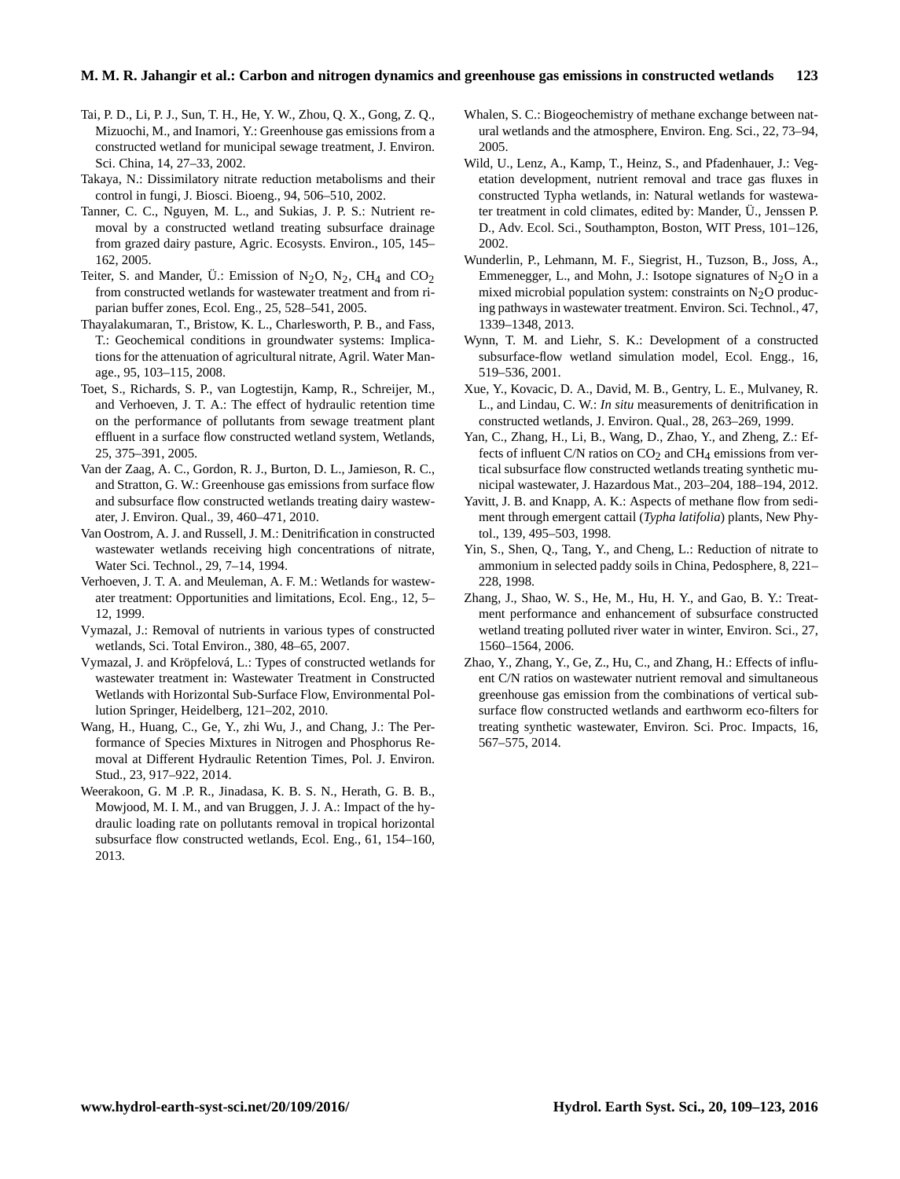Tai, P. D., Li, P. J., Sun, T. H., He, Y. W., Zhou, Q. X., Gong, Z. Q., Mizuochi, M., and Inamori, Y.: Greenhouse gas emissions from a constructed wetland for municipal sewage treatment, J. Environ. Sci. China, 14, 27–33, 2002.

Takaya, N.: Dissimilatory nitrate reduction metabolisms and their control in fungi, J. Biosci. Bioeng., 94, 506–510, 2002.

Tanner, C. C., Nguyen, M. L., and Sukias, J. P. S.: Nutrient removal by a constructed wetland treating subsurface drainage from grazed dairy pasture, Agric. Ecosysts. Environ., 105, 145–162, 2005.

Teiter, S. and Mander, Ü.: Emission of $N_2O$, $N_2$, $CH_4$ and $CO_2$ from constructed wetlands for wastewater treatment and from riparian buffer zones, Ecol. Eng., 25, 528–541, 2005.

Thayalakumaran, T., Bristow, K. L., Charlesworth, P. B., and Fass, T.: Geochemical conditions in groundwater systems: Implications for the attenuation of agricultural nitrate, Agril. Water Manage., 95, 103–115, 2008.

Toet, S., Richards, S. P., van Logtestijn, Kamp, R., Schreijer, M., and Verhoeven, J. T. A.: The effect of hydraulic retention time on the performance of pollutants from sewage treatment plant effluent in a surface flow constructed wetland system, Wetlands, 25, 375–391, 2005.

Van der Zaag, A. C., Gordon, R. J., Burton, D. L., Jamieson, R. C., and Stratton, G. W.: Greenhouse gas emissions from surface flow and subsurface flow constructed wetlands treating dairy wastewater, J. Environ. Qual., 39, 460–471, 2010.

Van Oostrom, A. J. and Russell, J. M.: Denitrification in constructed wastewater wetlands receiving high concentrations of nitrate, Water Sci. Technol., 29, 7–14, 1994.

Verhoeven, J. T. A. and Meuleman, A. F. M.: Wetlands for wastewater treatment: Opportunities and limitations, Ecol. Eng., 12, 5–12, 1999.

Vymazal, J.: Removal of nutrients in various types of constructed wetlands, Sci. Total Environ., 380, 48–65, 2007.

Vymazal, J. and Kröpfelová, L.: Types of constructed wetlands for wastewater treatment in: Wastewater Treatment in Constructed Wetlands with Horizontal Sub-Surface Flow, Environmental Pollution Springer, Heidelberg, 121–202, 2010.

Wang, H., Huang, C., Ge, Y., zhi Wu, J., and Chang, J.: The Performance of Species Mixtures in Nitrogen and Phosphorus Removal at Different Hydraulic Retention Times, Pol. J. Environ. Stud., 23, 917–922, 2014.

Weerakoon, G. M .P. R., Jinadasa, K. B. S. N., Herath, G. B. B., Mowjood, M. I. M., and van Bruggen, J. J. A.: Impact of the hydraulic loading rate on pollutants removal in tropical horizontal subsurface flow constructed wetlands, Ecol. Eng., 61, 154–160, 2013.

Whalen, S. C.: Biogeochemistry of methane exchange between natural wetlands and the atmosphere, Environ. Eng. Sci., 22, 73–94, 2005.

Wild, U., Lenz, A., Kamp, T., Heinz, S., and Pfadenhauer, J.: Vegetation development, nutrient removal and trace gas fluxes in constructed Typha wetlands, in: Natural wetlands for wastewater treatment in cold climates, edited by: Mander, Ü., Jenssen P. D., Adv. Ecol. Sci., Southampton, Boston, WIT Press, 101–126, 2002.

Wunderlin, P., Lehmann, M. F., Siegrist, H., Tuzson, B., Joss, A., Emmenegger, L., and Mohn, J.: Isotope signatures of $N_2O$ in a mixed microbial population system: constraints on $N_2O$ producing pathways in wastewater treatment. Environ. Sci. Technol., 47, 1339–1348, 2013.

Wynn, T. M. and Liehr, S. K.: Development of a constructed subsurface-flow wetland simulation model, Ecol. Engg., 16, 519–536, 2001.

Xue, Y., Kovacic, D. A., David, M. B., Gentry, L. E., Mulvaney, R. L., and Lindau, C. W.: *In situ* measurements of denitrification in constructed wetlands, J. Environ. Qual., 28, 263–269, 1999.

Yan, C., Zhang, H., Li, B., Wang, D., Zhao, Y., and Zheng, Z.: Effects of influent C/N ratios on $CO_2$ and $CH_4$ emissions from vertical subsurface flow constructed wetlands treating synthetic municipal wastewater, J. Hazardous Mat., 203–204, 188–194, 2012.

Yavitt, J. B. and Knapp, A. K.: Aspects of methane flow from sediment through emergent cattail (*Typha latifolia*) plants, New Phytol., 139, 495–503, 1998.

Yin, S., Shen, Q., Tang, Y., and Cheng, L.: Reduction of nitrate to ammonium in selected paddy soils in China, Pedosphere, 8, 221–228, 1998.

Zhang, J., Shao, W. S., He, M., Hu, H. Y., and Gao, B. Y.: Treatment performance and enhancement of subsurface constructed wetland treating polluted river water in winter, Environ. Sci., 27, 1560–1564, 2006.

Zhao, Y., Zhang, Y., Ge, Z., Hu, C., and Zhang, H.: Effects of influent C/N ratios on wastewater nutrient removal and simultaneous greenhouse gas emission from the combinations of vertical subsurface flow constructed wetlands and earthworm eco-filters for treating synthetic wastewater, Environ. Sci. Proc. Impacts, 16, 567–575, 2014.